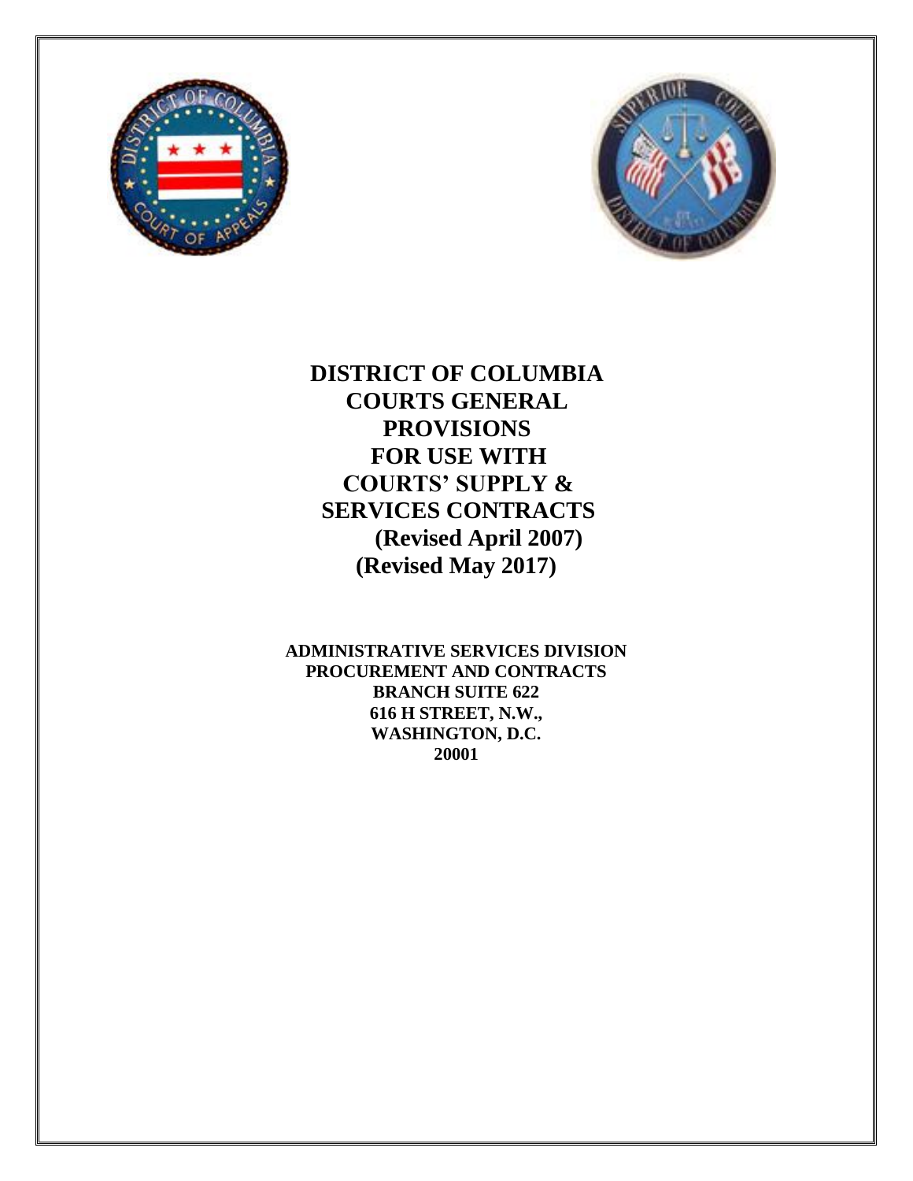# DISTRICT OF COLUMBIA COURTS GENERAL PROVISIONS FOR USE WITH COURTS' SUPPLY & SERVICES CONTRACTS

**(Revised April 2007)**
**(Revised May 2017)**

**ADMINISTRATIVE SERVICES DIVISION**
**PROCUREMENT AND CONTRACTS BRANCH SUITE 622**
**616 H STREET, N.W.,**
**WASHINGTON, D.C.**
**20001**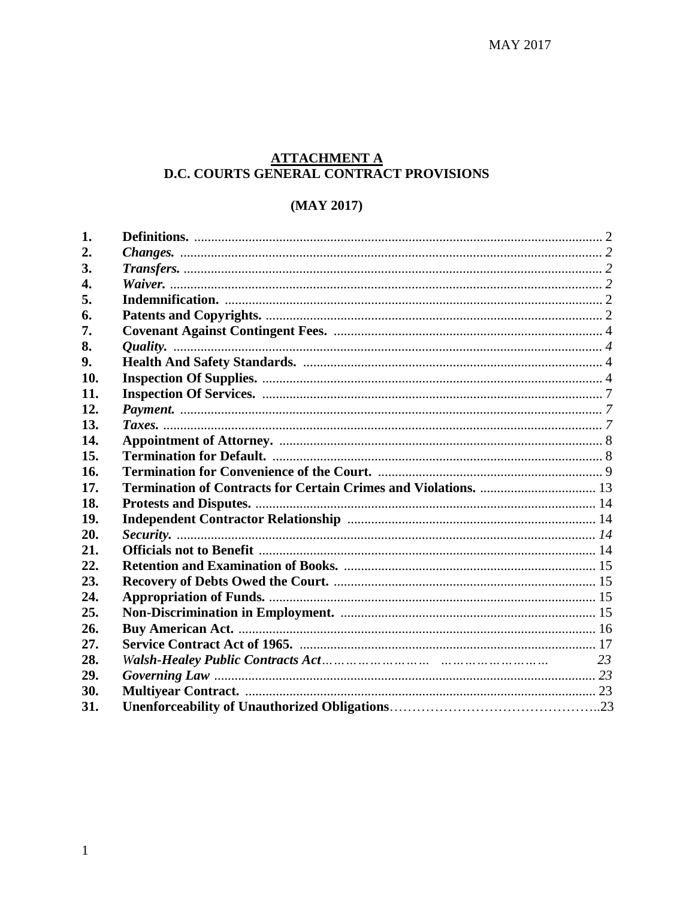## ATTACHMENT A
## D.C. COURTS GENERAL CONTRACT PROVISIONS

**(MAY 2017)**

| | | |
|---|---|---|
| **1.** | **Definitions.** | 2 |
| **2.** | ***Changes.*** | *2* |
| **3.** | ***Transfers.*** | *2* |
| **4.** | ***Waiver.*** | *2* |
| **5.** | **Indemnification.** | 2 |
| **6.** | **Patents and Copyrights.** | 2 |
| **7.** | **Covenant Against Contingent Fees.** | 4 |
| **8.** | ***Quality.*** | *4* |
| **9.** | **Health And Safety Standards.** | 4 |
| **10.** | **Inspection Of Supplies.** | 4 |
| **11.** | **Inspection Of Services.** | 7 |
| **12.** | ***Payment.*** | *7* |
| **13.** | ***Taxes.*** | *7* |
| **14.** | **Appointment of Attorney.** | 8 |
| **15.** | **Termination for Default.** | 8 |
| **16.** | **Termination for Convenience of the Court.** | 9 |
| **17.** | **Termination of Contracts for Certain Crimes and Violations.** | 13 |
| **18.** | **Protests and Disputes.** | 14 |
| **19.** | **Independent Contractor Relationship** | 14 |
| **20.** | ***Security.*** | *14* |
| **21.** | **Officials not to Benefit** | 14 |
| **22.** | **Retention and Examination of Books.** | 15 |
| **23.** | **Recovery of Debts Owed the Court.** | 15 |
| **24.** | **Appropriation of Funds.** | 15 |
| **25.** | **Non-Discrimination in Employment.** | 15 |
| **26.** | **Buy American Act.** | 16 |
| **27.** | **Service Contract Act of 1965.** | 17 |
| **28.** | ***Walsh-Healey Public Contracts Act*** | *23* |
| **29.** | ***Governing Law*** | *23* |
| **30.** | **Multiyear Contract.** | 23 |
| **31.** | **Unenforceability of Unauthorized Obligations** | 23 |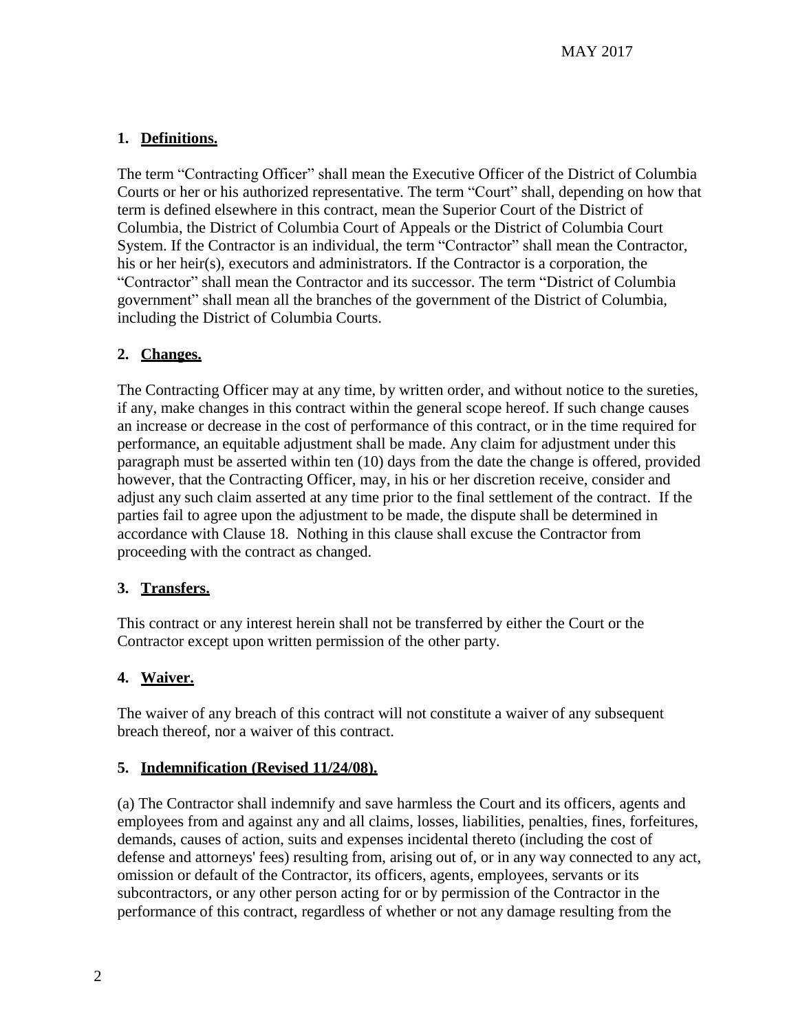## 1. Definitions.

The term "Contracting Officer" shall mean the Executive Officer of the District of Columbia Courts or her or his authorized representative. The term "Court" shall, depending on how that term is defined elsewhere in this contract, mean the Superior Court of the District of Columbia, the District of Columbia Court of Appeals or the District of Columbia Court System. If the Contractor is an individual, the term "Contractor" shall mean the Contractor, his or her heir(s), executors and administrators. If the Contractor is a corporation, the "Contractor" shall mean the Contractor and its successor. The term "District of Columbia government" shall mean all the branches of the government of the District of Columbia, including the District of Columbia Courts.

## 2. Changes.

The Contracting Officer may at any time, by written order, and without notice to the sureties, if any, make changes in this contract within the general scope hereof. If such change causes an increase or decrease in the cost of performance of this contract, or in the time required for performance, an equitable adjustment shall be made. Any claim for adjustment under this paragraph must be asserted within ten (10) days from the date the change is offered, provided however, that the Contracting Officer, may, in his or her discretion receive, consider and adjust any such claim asserted at any time prior to the final settlement of the contract. If the parties fail to agree upon the adjustment to be made, the dispute shall be determined in accordance with Clause 18. Nothing in this clause shall excuse the Contractor from proceeding with the contract as changed.

## 3. Transfers.

This contract or any interest herein shall not be transferred by either the Court or the Contractor except upon written permission of the other party.

## 4. Waiver.

The waiver of any breach of this contract will not constitute a waiver of any subsequent breach thereof, nor a waiver of this contract.

## 5. Indemnification (Revised 11/24/08).

(a) The Contractor shall indemnify and save harmless the Court and its officers, agents and employees from and against any and all claims, losses, liabilities, penalties, fines, forfeitures, demands, causes of action, suits and expenses incidental thereto (including the cost of defense and attorneys' fees) resulting from, arising out of, or in any way connected to any act, omission or default of the Contractor, its officers, agents, employees, servants or its subcontractors, or any other person acting for or by permission of the Contractor in the performance of this contract, regardless of whether or not any damage resulting from the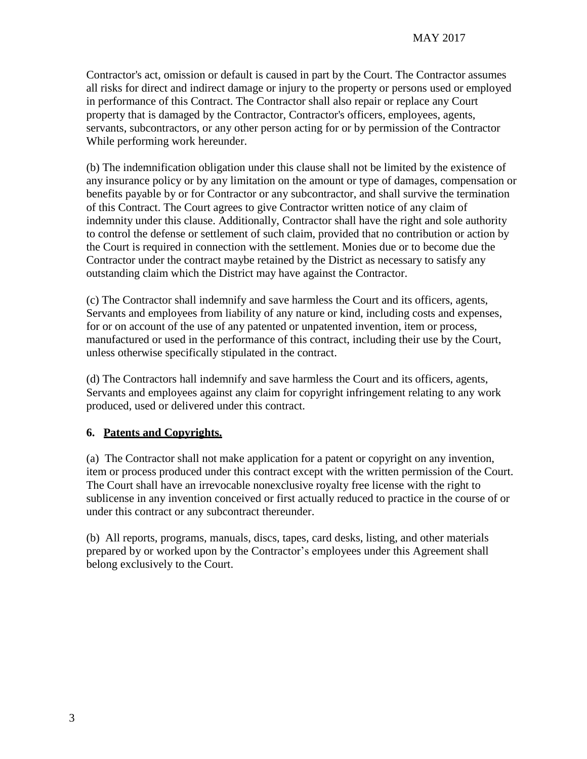Contractor's act, omission or default is caused in part by the Court. The Contractor assumes all risks for direct and indirect damage or injury to the property or persons used or employed in performance of this Contract. The Contractor shall also repair or replace any Court property that is damaged by the Contractor, Contractor's officers, employees, agents, servants, subcontractors, or any other person acting for or by permission of the Contractor While performing work hereunder.

(b) The indemnification obligation under this clause shall not be limited by the existence of any insurance policy or by any limitation on the amount or type of damages, compensation or benefits payable by or for Contractor or any subcontractor, and shall survive the termination of this Contract. The Court agrees to give Contractor written notice of any claim of indemnity under this clause. Additionally, Contractor shall have the right and sole authority to control the defense or settlement of such claim, provided that no contribution or action by the Court is required in connection with the settlement. Monies due or to become due the Contractor under the contract maybe retained by the District as necessary to satisfy any outstanding claim which the District may have against the Contractor.

(c) The Contractor shall indemnify and save harmless the Court and its officers, agents, Servants and employees from liability of any nature or kind, including costs and expenses, for or on account of the use of any patented or unpatented invention, item or process, manufactured or used in the performance of this contract, including their use by the Court, unless otherwise specifically stipulated in the contract.

(d) The Contractors hall indemnify and save harmless the Court and its officers, agents, Servants and employees against any claim for copyright infringement relating to any work produced, used or delivered under this contract.

**6. Patents and Copyrights.**

(a) The Contractor shall not make application for a patent or copyright on any invention, item or process produced under this contract except with the written permission of the Court. The Court shall have an irrevocable nonexclusive royalty free license with the right to sublicense in any invention conceived or first actually reduced to practice in the course of or under this contract or any subcontract thereunder.

(b) All reports, programs, manuals, discs, tapes, card desks, listing, and other materials prepared by or worked upon by the Contractor's employees under this Agreement shall belong exclusively to the Court.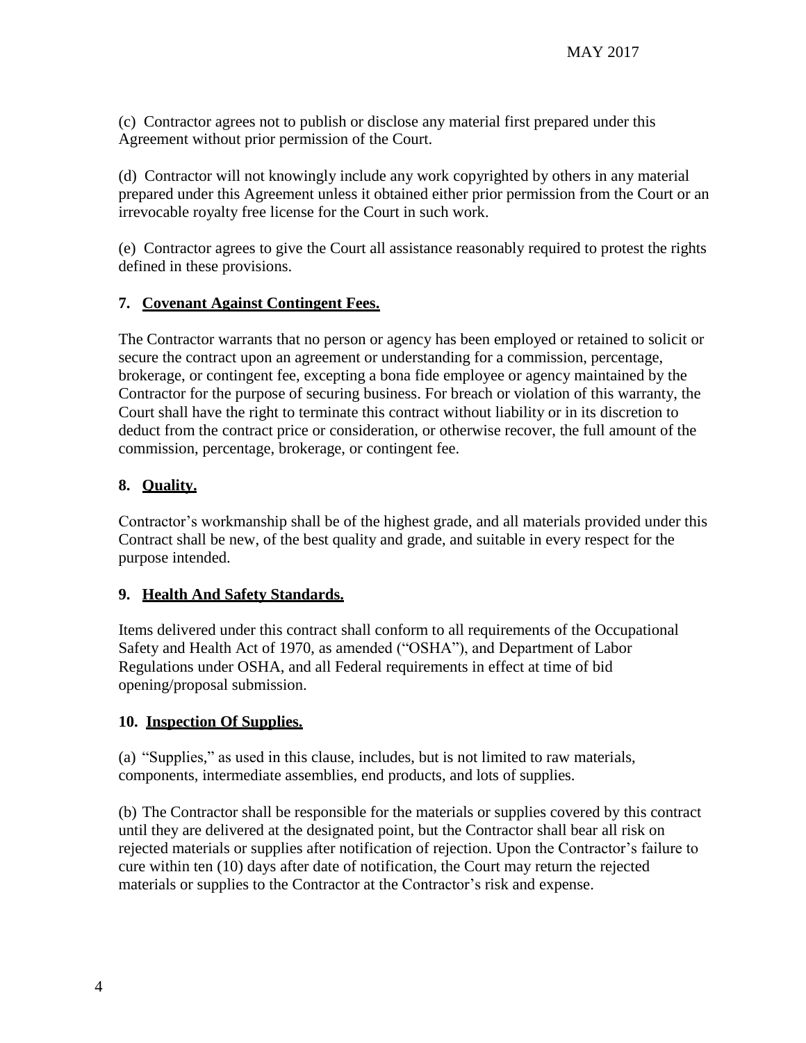(c) Contractor agrees not to publish or disclose any material first prepared under this Agreement without prior permission of the Court.

(d) Contractor will not knowingly include any work copyrighted by others in any material prepared under this Agreement unless it obtained either prior permission from the Court or an irrevocable royalty free license for the Court in such work.

(e) Contractor agrees to give the Court all assistance reasonably required to protest the rights defined in these provisions.

**7. Covenant Against Contingent Fees.**

The Contractor warrants that no person or agency has been employed or retained to solicit or secure the contract upon an agreement or understanding for a commission, percentage, brokerage, or contingent fee, excepting a bona fide employee or agency maintained by the Contractor for the purpose of securing business. For breach or violation of this warranty, the Court shall have the right to terminate this contract without liability or in its discretion to deduct from the contract price or consideration, or otherwise recover, the full amount of the commission, percentage, brokerage, or contingent fee.

**8. Quality.**

Contractor's workmanship shall be of the highest grade, and all materials provided under this Contract shall be new, of the best quality and grade, and suitable in every respect for the purpose intended.

**9. Health And Safety Standards.**

Items delivered under this contract shall conform to all requirements of the Occupational Safety and Health Act of 1970, as amended ("OSHA"), and Department of Labor Regulations under OSHA, and all Federal requirements in effect at time of bid opening/proposal submission.

**10. Inspection Of Supplies.**

(a) "Supplies," as used in this clause, includes, but is not limited to raw materials, components, intermediate assemblies, end products, and lots of supplies.

(b) The Contractor shall be responsible for the materials or supplies covered by this contract until they are delivered at the designated point, but the Contractor shall bear all risk on rejected materials or supplies after notification of rejection. Upon the Contractor's failure to cure within ten (10) days after date of notification, the Court may return the rejected materials or supplies to the Contractor at the Contractor's risk and expense.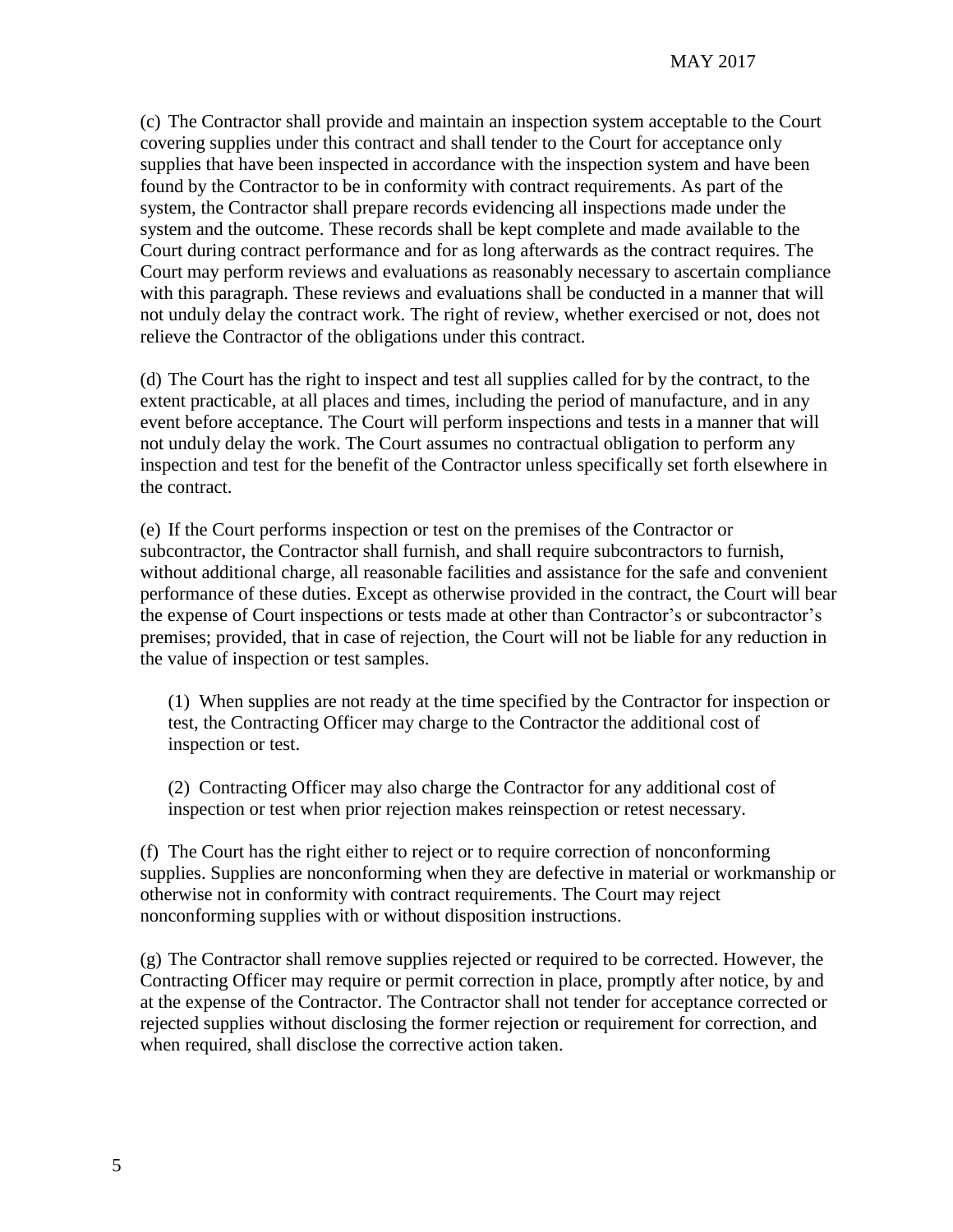(c) The Contractor shall provide and maintain an inspection system acceptable to the Court covering supplies under this contract and shall tender to the Court for acceptance only supplies that have been inspected in accordance with the inspection system and have been found by the Contractor to be in conformity with contract requirements. As part of the system, the Contractor shall prepare records evidencing all inspections made under the system and the outcome. These records shall be kept complete and made available to the Court during contract performance and for as long afterwards as the contract requires. The Court may perform reviews and evaluations as reasonably necessary to ascertain compliance with this paragraph. These reviews and evaluations shall be conducted in a manner that will not unduly delay the contract work. The right of review, whether exercised or not, does not relieve the Contractor of the obligations under this contract.

(d) The Court has the right to inspect and test all supplies called for by the contract, to the extent practicable, at all places and times, including the period of manufacture, and in any event before acceptance. The Court will perform inspections and tests in a manner that will not unduly delay the work. The Court assumes no contractual obligation to perform any inspection and test for the benefit of the Contractor unless specifically set forth elsewhere in the contract.

(e) If the Court performs inspection or test on the premises of the Contractor or subcontractor, the Contractor shall furnish, and shall require subcontractors to furnish, without additional charge, all reasonable facilities and assistance for the safe and convenient performance of these duties. Except as otherwise provided in the contract, the Court will bear the expense of Court inspections or tests made at other than Contractor's or subcontractor's premises; provided, that in case of rejection, the Court will not be liable for any reduction in the value of inspection or test samples.

(1) When supplies are not ready at the time specified by the Contractor for inspection or test, the Contracting Officer may charge to the Contractor the additional cost of inspection or test.

(2) Contracting Officer may also charge the Contractor for any additional cost of inspection or test when prior rejection makes reinspection or retest necessary.

(f) The Court has the right either to reject or to require correction of nonconforming supplies. Supplies are nonconforming when they are defective in material or workmanship or otherwise not in conformity with contract requirements. The Court may reject nonconforming supplies with or without disposition instructions.

(g) The Contractor shall remove supplies rejected or required to be corrected. However, the Contracting Officer may require or permit correction in place, promptly after notice, by and at the expense of the Contractor. The Contractor shall not tender for acceptance corrected or rejected supplies without disclosing the former rejection or requirement for correction, and when required, shall disclose the corrective action taken.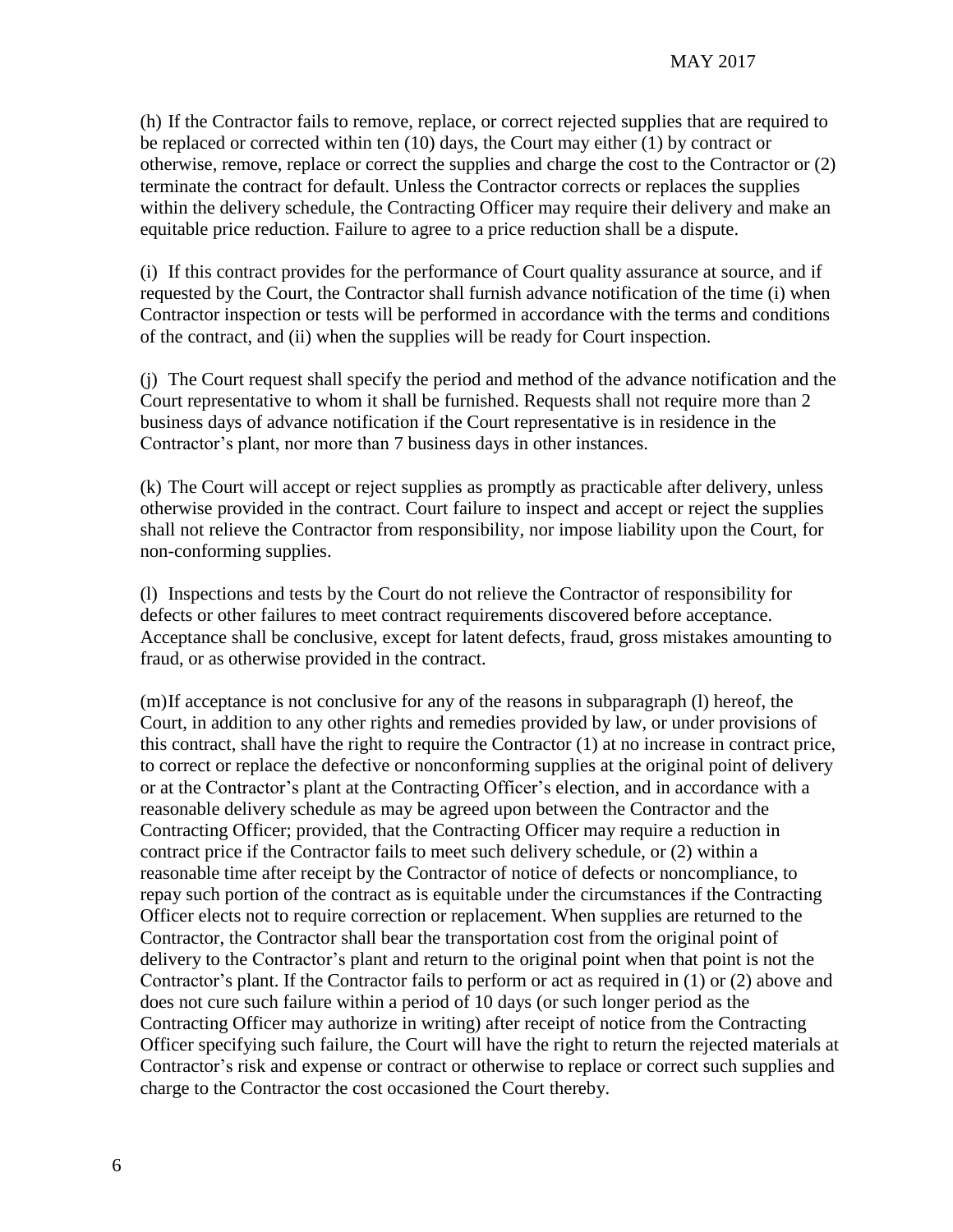(h) If the Contractor fails to remove, replace, or correct rejected supplies that are required to be replaced or corrected within ten (10) days, the Court may either (1) by contract or otherwise, remove, replace or correct the supplies and charge the cost to the Contractor or (2) terminate the contract for default. Unless the Contractor corrects or replaces the supplies within the delivery schedule, the Contracting Officer may require their delivery and make an equitable price reduction. Failure to agree to a price reduction shall be a dispute.

(i) If this contract provides for the performance of Court quality assurance at source, and if requested by the Court, the Contractor shall furnish advance notification of the time (i) when Contractor inspection or tests will be performed in accordance with the terms and conditions of the contract, and (ii) when the supplies will be ready for Court inspection.

(j) The Court request shall specify the period and method of the advance notification and the Court representative to whom it shall be furnished. Requests shall not require more than 2 business days of advance notification if the Court representative is in residence in the Contractor's plant, nor more than 7 business days in other instances.

(k) The Court will accept or reject supplies as promptly as practicable after delivery, unless otherwise provided in the contract. Court failure to inspect and accept or reject the supplies shall not relieve the Contractor from responsibility, nor impose liability upon the Court, for non-conforming supplies.

(l) Inspections and tests by the Court do not relieve the Contractor of responsibility for defects or other failures to meet contract requirements discovered before acceptance. Acceptance shall be conclusive, except for latent defects, fraud, gross mistakes amounting to fraud, or as otherwise provided in the contract.

(m)If acceptance is not conclusive for any of the reasons in subparagraph (l) hereof, the Court, in addition to any other rights and remedies provided by law, or under provisions of this contract, shall have the right to require the Contractor (1) at no increase in contract price, to correct or replace the defective or nonconforming supplies at the original point of delivery or at the Contractor's plant at the Contracting Officer's election, and in accordance with a reasonable delivery schedule as may be agreed upon between the Contractor and the Contracting Officer; provided, that the Contracting Officer may require a reduction in contract price if the Contractor fails to meet such delivery schedule, or (2) within a reasonable time after receipt by the Contractor of notice of defects or noncompliance, to repay such portion of the contract as is equitable under the circumstances if the Contracting Officer elects not to require correction or replacement. When supplies are returned to the Contractor, the Contractor shall bear the transportation cost from the original point of delivery to the Contractor's plant and return to the original point when that point is not the Contractor's plant. If the Contractor fails to perform or act as required in (1) or (2) above and does not cure such failure within a period of 10 days (or such longer period as the Contracting Officer may authorize in writing) after receipt of notice from the Contracting Officer specifying such failure, the Court will have the right to return the rejected materials at Contractor's risk and expense or contract or otherwise to replace or correct such supplies and charge to the Contractor the cost occasioned the Court thereby.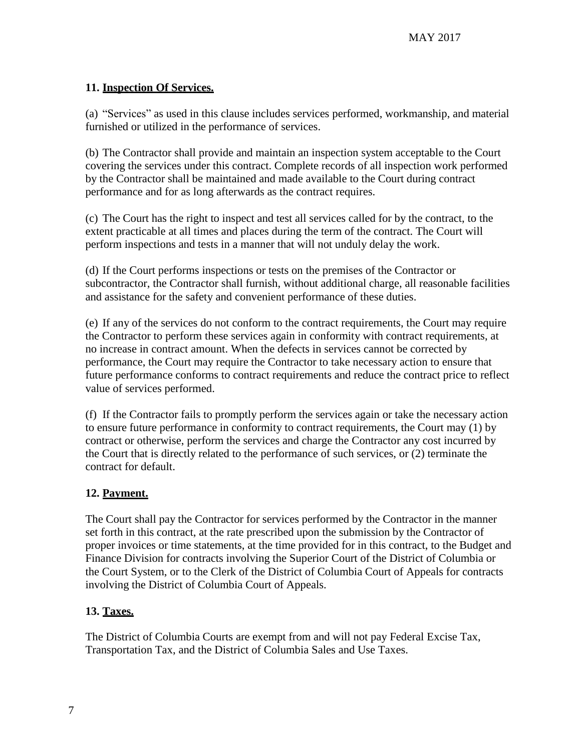**11. Inspection Of Services.**

(a) "Services" as used in this clause includes services performed, workmanship, and material furnished or utilized in the performance of services.

(b) The Contractor shall provide and maintain an inspection system acceptable to the Court covering the services under this contract. Complete records of all inspection work performed by the Contractor shall be maintained and made available to the Court during contract performance and for as long afterwards as the contract requires.

(c) The Court has the right to inspect and test all services called for by the contract, to the extent practicable at all times and places during the term of the contract. The Court will perform inspections and tests in a manner that will not unduly delay the work.

(d) If the Court performs inspections or tests on the premises of the Contractor or subcontractor, the Contractor shall furnish, without additional charge, all reasonable facilities and assistance for the safety and convenient performance of these duties.

(e) If any of the services do not conform to the contract requirements, the Court may require the Contractor to perform these services again in conformity with contract requirements, at no increase in contract amount. When the defects in services cannot be corrected by performance, the Court may require the Contractor to take necessary action to ensure that future performance conforms to contract requirements and reduce the contract price to reflect value of services performed.

(f) If the Contractor fails to promptly perform the services again or take the necessary action to ensure future performance in conformity to contract requirements, the Court may (1) by contract or otherwise, perform the services and charge the Contractor any cost incurred by the Court that is directly related to the performance of such services, or (2) terminate the contract for default.

**12. Payment.**

The Court shall pay the Contractor for services performed by the Contractor in the manner set forth in this contract, at the rate prescribed upon the submission by the Contractor of proper invoices or time statements, at the time provided for in this contract, to the Budget and Finance Division for contracts involving the Superior Court of the District of Columbia or the Court System, or to the Clerk of the District of Columbia Court of Appeals for contracts involving the District of Columbia Court of Appeals.

**13. Taxes.**

The District of Columbia Courts are exempt from and will not pay Federal Excise Tax, Transportation Tax, and the District of Columbia Sales and Use Taxes.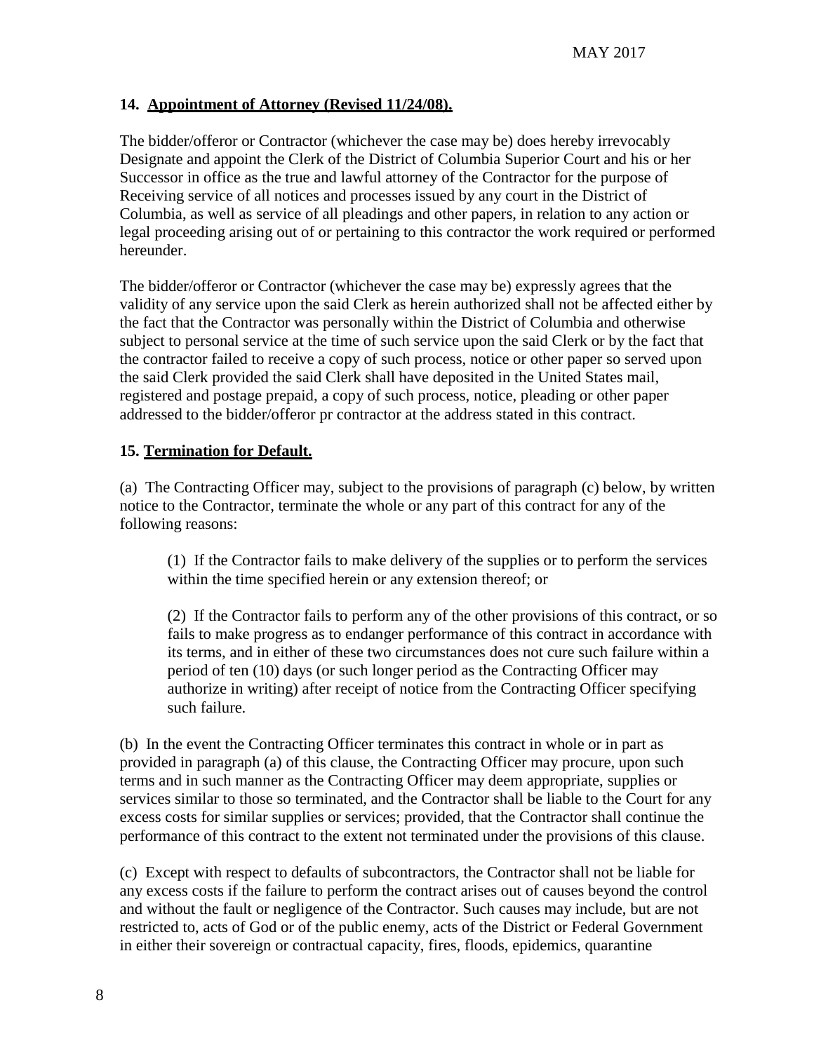### 14. Appointment of Attorney (Revised 11/24/08).

The bidder/offeror or Contractor (whichever the case may be) does hereby irrevocably Designate and appoint the Clerk of the District of Columbia Superior Court and his or her Successor in office as the true and lawful attorney of the Contractor for the purpose of Receiving service of all notices and processes issued by any court in the District of Columbia, as well as service of all pleadings and other papers, in relation to any action or legal proceeding arising out of or pertaining to this contractor the work required or performed hereunder.

The bidder/offeror or Contractor (whichever the case may be) expressly agrees that the validity of any service upon the said Clerk as herein authorized shall not be affected either by the fact that the Contractor was personally within the District of Columbia and otherwise subject to personal service at the time of such service upon the said Clerk or by the fact that the contractor failed to receive a copy of such process, notice or other paper so served upon the said Clerk provided the said Clerk shall have deposited in the United States mail, registered and postage prepaid, a copy of such process, notice, pleading or other paper addressed to the bidder/offeror pr contractor at the address stated in this contract.

### 15. Termination for Default.

(a) The Contracting Officer may, subject to the provisions of paragraph (c) below, by written notice to the Contractor, terminate the whole or any part of this contract for any of the following reasons:

> (1) If the Contractor fails to make delivery of the supplies or to perform the services within the time specified herein or any extension thereof; or
>
> (2) If the Contractor fails to perform any of the other provisions of this contract, or so fails to make progress as to endanger performance of this contract in accordance with its terms, and in either of these two circumstances does not cure such failure within a period of ten (10) days (or such longer period as the Contracting Officer may authorize in writing) after receipt of notice from the Contracting Officer specifying such failure.

(b) In the event the Contracting Officer terminates this contract in whole or in part as provided in paragraph (a) of this clause, the Contracting Officer may procure, upon such terms and in such manner as the Contracting Officer may deem appropriate, supplies or services similar to those so terminated, and the Contractor shall be liable to the Court for any excess costs for similar supplies or services; provided, that the Contractor shall continue the performance of this contract to the extent not terminated under the provisions of this clause.

(c) Except with respect to defaults of subcontractors, the Contractor shall not be liable for any excess costs if the failure to perform the contract arises out of causes beyond the control and without the fault or negligence of the Contractor. Such causes may include, but are not restricted to, acts of God or of the public enemy, acts of the District or Federal Government in either their sovereign or contractual capacity, fires, floods, epidemics, quarantine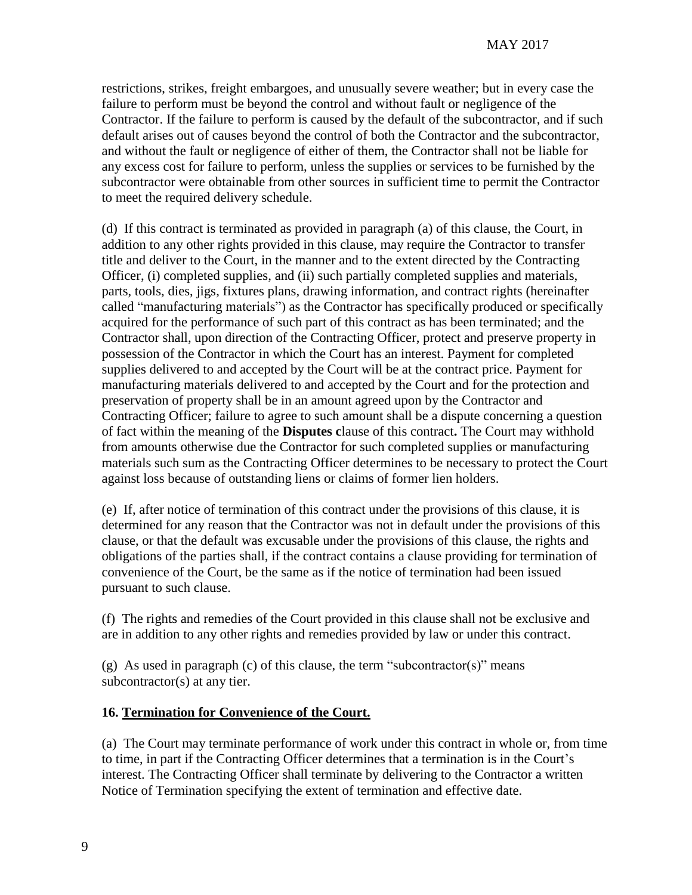restrictions, strikes, freight embargoes, and unusually severe weather; but in every case the failure to perform must be beyond the control and without fault or negligence of the Contractor. If the failure to perform is caused by the default of the subcontractor, and if such default arises out of causes beyond the control of both the Contractor and the subcontractor, and without the fault or negligence of either of them, the Contractor shall not be liable for any excess cost for failure to perform, unless the supplies or services to be furnished by the subcontractor were obtainable from other sources in sufficient time to permit the Contractor to meet the required delivery schedule.

(d) If this contract is terminated as provided in paragraph (a) of this clause, the Court, in addition to any other rights provided in this clause, may require the Contractor to transfer title and deliver to the Court, in the manner and to the extent directed by the Contracting Officer, (i) completed supplies, and (ii) such partially completed supplies and materials, parts, tools, dies, jigs, fixtures plans, drawing information, and contract rights (hereinafter called "manufacturing materials") as the Contractor has specifically produced or specifically acquired for the performance of such part of this contract as has been terminated; and the Contractor shall, upon direction of the Contracting Officer, protect and preserve property in possession of the Contractor in which the Court has an interest. Payment for completed supplies delivered to and accepted by the Court will be at the contract price. Payment for manufacturing materials delivered to and accepted by the Court and for the protection and preservation of property shall be in an amount agreed upon by the Contractor and Contracting Officer; failure to agree to such amount shall be a dispute concerning a question of fact within the meaning of the **Disputes c**lause of this contract**.** The Court may withhold from amounts otherwise due the Contractor for such completed supplies or manufacturing materials such sum as the Contracting Officer determines to be necessary to protect the Court against loss because of outstanding liens or claims of former lien holders.

(e) If, after notice of termination of this contract under the provisions of this clause, it is determined for any reason that the Contractor was not in default under the provisions of this clause, or that the default was excusable under the provisions of this clause, the rights and obligations of the parties shall, if the contract contains a clause providing for termination of convenience of the Court, be the same as if the notice of termination had been issued pursuant to such clause.

(f) The rights and remedies of the Court provided in this clause shall not be exclusive and are in addition to any other rights and remedies provided by law or under this contract.

(g) As used in paragraph (c) of this clause, the term "subcontractor(s)" means subcontractor(s) at any tier.

## 16. Termination for Convenience of the Court.

(a) The Court may terminate performance of work under this contract in whole or, from time to time, in part if the Contracting Officer determines that a termination is in the Court's interest. The Contracting Officer shall terminate by delivering to the Contractor a written Notice of Termination specifying the extent of termination and effective date.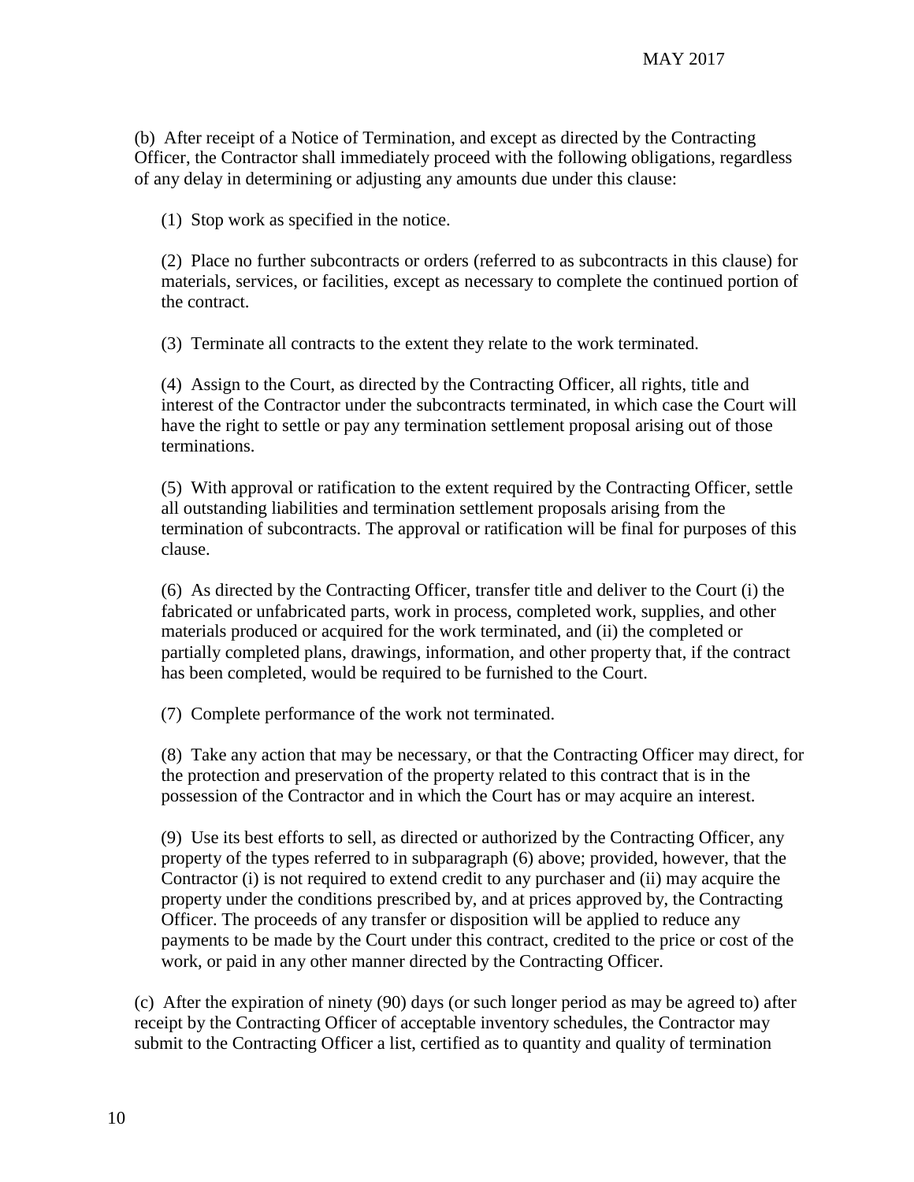(b) After receipt of a Notice of Termination, and except as directed by the Contracting Officer, the Contractor shall immediately proceed with the following obligations, regardless of any delay in determining or adjusting any amounts due under this clause:

(1) Stop work as specified in the notice.

(2) Place no further subcontracts or orders (referred to as subcontracts in this clause) for materials, services, or facilities, except as necessary to complete the continued portion of the contract.

(3) Terminate all contracts to the extent they relate to the work terminated.

(4) Assign to the Court, as directed by the Contracting Officer, all rights, title and interest of the Contractor under the subcontracts terminated, in which case the Court will have the right to settle or pay any termination settlement proposal arising out of those terminations.

(5) With approval or ratification to the extent required by the Contracting Officer, settle all outstanding liabilities and termination settlement proposals arising from the termination of subcontracts. The approval or ratification will be final for purposes of this clause.

(6) As directed by the Contracting Officer, transfer title and deliver to the Court (i) the fabricated or unfabricated parts, work in process, completed work, supplies, and other materials produced or acquired for the work terminated, and (ii) the completed or partially completed plans, drawings, information, and other property that, if the contract has been completed, would be required to be furnished to the Court.

(7) Complete performance of the work not terminated.

(8) Take any action that may be necessary, or that the Contracting Officer may direct, for the protection and preservation of the property related to this contract that is in the possession of the Contractor and in which the Court has or may acquire an interest.

(9) Use its best efforts to sell, as directed or authorized by the Contracting Officer, any property of the types referred to in subparagraph (6) above; provided, however, that the Contractor (i) is not required to extend credit to any purchaser and (ii) may acquire the property under the conditions prescribed by, and at prices approved by, the Contracting Officer. The proceeds of any transfer or disposition will be applied to reduce any payments to be made by the Court under this contract, credited to the price or cost of the work, or paid in any other manner directed by the Contracting Officer.

(c) After the expiration of ninety (90) days (or such longer period as may be agreed to) after receipt by the Contracting Officer of acceptable inventory schedules, the Contractor may submit to the Contracting Officer a list, certified as to quantity and quality of termination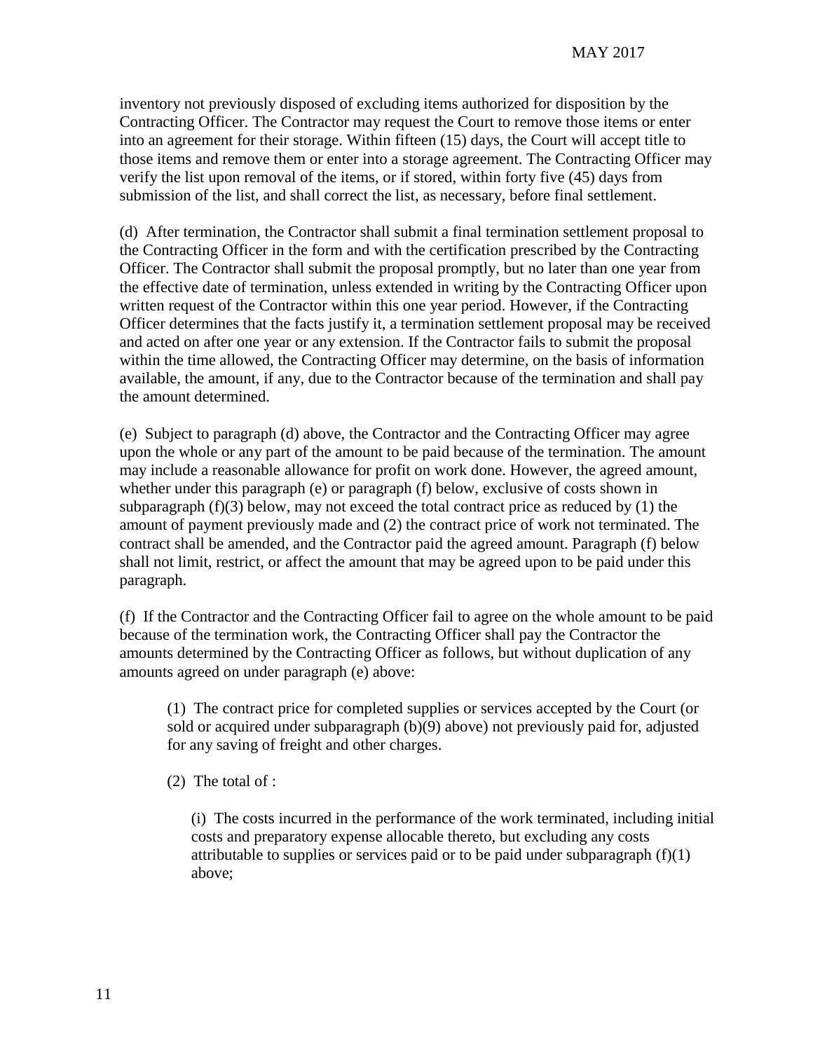inventory not previously disposed of excluding items authorized for disposition by the Contracting Officer. The Contractor may request the Court to remove those items or enter into an agreement for their storage. Within fifteen (15) days, the Court will accept title to those items and remove them or enter into a storage agreement. The Contracting Officer may verify the list upon removal of the items, or if stored, within forty five (45) days from submission of the list, and shall correct the list, as necessary, before final settlement.

(d) After termination, the Contractor shall submit a final termination settlement proposal to the Contracting Officer in the form and with the certification prescribed by the Contracting Officer. The Contractor shall submit the proposal promptly, but no later than one year from the effective date of termination, unless extended in writing by the Contracting Officer upon written request of the Contractor within this one year period. However, if the Contracting Officer determines that the facts justify it, a termination settlement proposal may be received and acted on after one year or any extension. If the Contractor fails to submit the proposal within the time allowed, the Contracting Officer may determine, on the basis of information available, the amount, if any, due to the Contractor because of the termination and shall pay the amount determined.

(e) Subject to paragraph (d) above, the Contractor and the Contracting Officer may agree upon the whole or any part of the amount to be paid because of the termination. The amount may include a reasonable allowance for profit on work done. However, the agreed amount, whether under this paragraph (e) or paragraph (f) below, exclusive of costs shown in subparagraph (f)(3) below, may not exceed the total contract price as reduced by (1) the amount of payment previously made and (2) the contract price of work not terminated. The contract shall be amended, and the Contractor paid the agreed amount. Paragraph (f) below shall not limit, restrict, or affect the amount that may be agreed upon to be paid under this paragraph.

(f) If the Contractor and the Contracting Officer fail to agree on the whole amount to be paid because of the termination work, the Contracting Officer shall pay the Contractor the amounts determined by the Contracting Officer as follows, but without duplication of any amounts agreed on under paragraph (e) above:

> (1) The contract price for completed supplies or services accepted by the Court (or sold or acquired under subparagraph (b)(9) above) not previously paid for, adjusted for any saving of freight and other charges.
>
> (2) The total of :
>
> > (i) The costs incurred in the performance of the work terminated, including initial costs and preparatory expense allocable thereto, but excluding any costs attributable to supplies or services paid or to be paid under subparagraph (f)(1) above;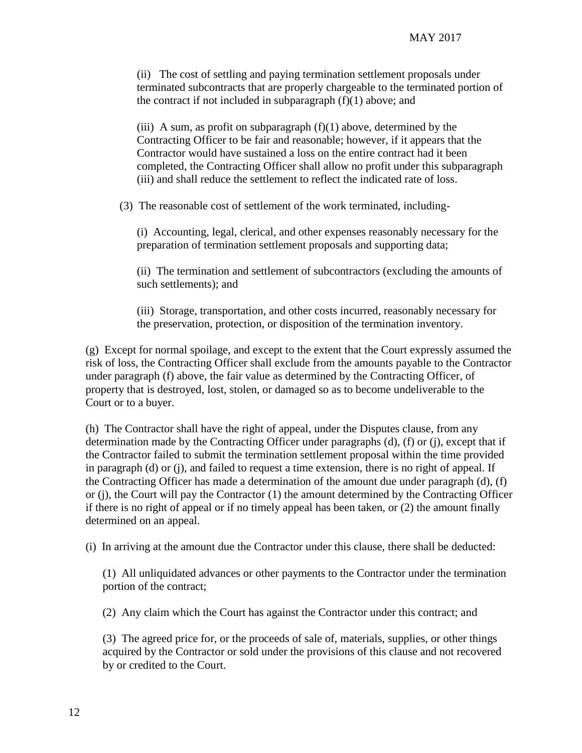(ii) The cost of settling and paying termination settlement proposals under terminated subcontracts that are properly chargeable to the terminated portion of the contract if not included in subparagraph (f)(1) above; and

(iii) A sum, as profit on subparagraph (f)(1) above, determined by the Contracting Officer to be fair and reasonable; however, if it appears that the Contractor would have sustained a loss on the entire contract had it been completed, the Contracting Officer shall allow no profit under this subparagraph (iii) and shall reduce the settlement to reflect the indicated rate of loss.

(3) The reasonable cost of settlement of the work terminated, including-

(i) Accounting, legal, clerical, and other expenses reasonably necessary for the preparation of termination settlement proposals and supporting data;

(ii) The termination and settlement of subcontractors (excluding the amounts of such settlements); and

(iii) Storage, transportation, and other costs incurred, reasonably necessary for the preservation, protection, or disposition of the termination inventory.

(g) Except for normal spoilage, and except to the extent that the Court expressly assumed the risk of loss, the Contracting Officer shall exclude from the amounts payable to the Contractor under paragraph (f) above, the fair value as determined by the Contracting Officer, of property that is destroyed, lost, stolen, or damaged so as to become undeliverable to the Court or to a buyer.

(h) The Contractor shall have the right of appeal, under the Disputes clause, from any determination made by the Contracting Officer under paragraphs (d), (f) or (j), except that if the Contractor failed to submit the termination settlement proposal within the time provided in paragraph (d) or (j), and failed to request a time extension, there is no right of appeal. If the Contracting Officer has made a determination of the amount due under paragraph (d), (f) or (j), the Court will pay the Contractor (1) the amount determined by the Contracting Officer if there is no right of appeal or if no timely appeal has been taken, or (2) the amount finally determined on an appeal.

(i) In arriving at the amount due the Contractor under this clause, there shall be deducted:

(1) All unliquidated advances or other payments to the Contractor under the termination portion of the contract;

(2) Any claim which the Court has against the Contractor under this contract; and

(3) The agreed price for, or the proceeds of sale of, materials, supplies, or other things acquired by the Contractor or sold under the provisions of this clause and not recovered by or credited to the Court.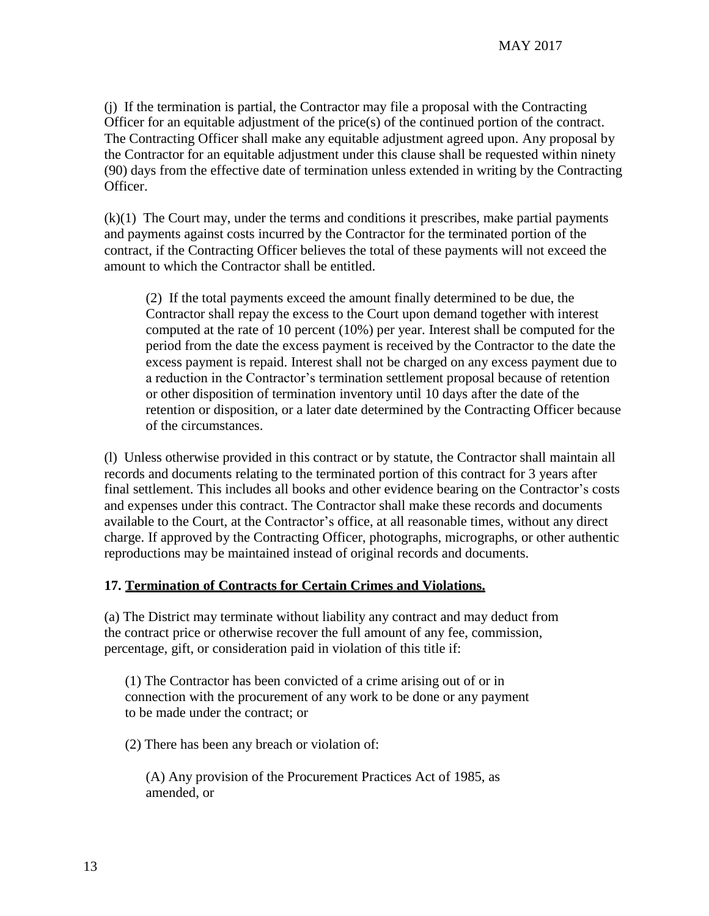(j) If the termination is partial, the Contractor may file a proposal with the Contracting Officer for an equitable adjustment of the price(s) of the continued portion of the contract. The Contracting Officer shall make any equitable adjustment agreed upon. Any proposal by the Contractor for an equitable adjustment under this clause shall be requested within ninety (90) days from the effective date of termination unless extended in writing by the Contracting Officer.

(k)(1) The Court may, under the terms and conditions it prescribes, make partial payments and payments against costs incurred by the Contractor for the terminated portion of the contract, if the Contracting Officer believes the total of these payments will not exceed the amount to which the Contractor shall be entitled.

> (2) If the total payments exceed the amount finally determined to be due, the Contractor shall repay the excess to the Court upon demand together with interest computed at the rate of 10 percent (10%) per year. Interest shall be computed for the period from the date the excess payment is received by the Contractor to the date the excess payment is repaid. Interest shall not be charged on any excess payment due to a reduction in the Contractor's termination settlement proposal because of retention or other disposition of termination inventory until 10 days after the date of the retention or disposition, or a later date determined by the Contracting Officer because of the circumstances.

(l) Unless otherwise provided in this contract or by statute, the Contractor shall maintain all records and documents relating to the terminated portion of this contract for 3 years after final settlement. This includes all books and other evidence bearing on the Contractor's costs and expenses under this contract. The Contractor shall make these records and documents available to the Court, at the Contractor's office, at all reasonable times, without any direct charge. If approved by the Contracting Officer, photographs, micrographs, or other authentic reproductions may be maintained instead of original records and documents.

**17. Termination of Contracts for Certain Crimes and Violations.**

(a) The District may terminate without liability any contract and may deduct from the contract price or otherwise recover the full amount of any fee, commission, percentage, gift, or consideration paid in violation of this title if:

> (1) The Contractor has been convicted of a crime arising out of or in connection with the procurement of any work to be done or any payment to be made under the contract; or
>
> (2) There has been any breach or violation of:
>
> > (A) Any provision of the Procurement Practices Act of 1985, as amended, or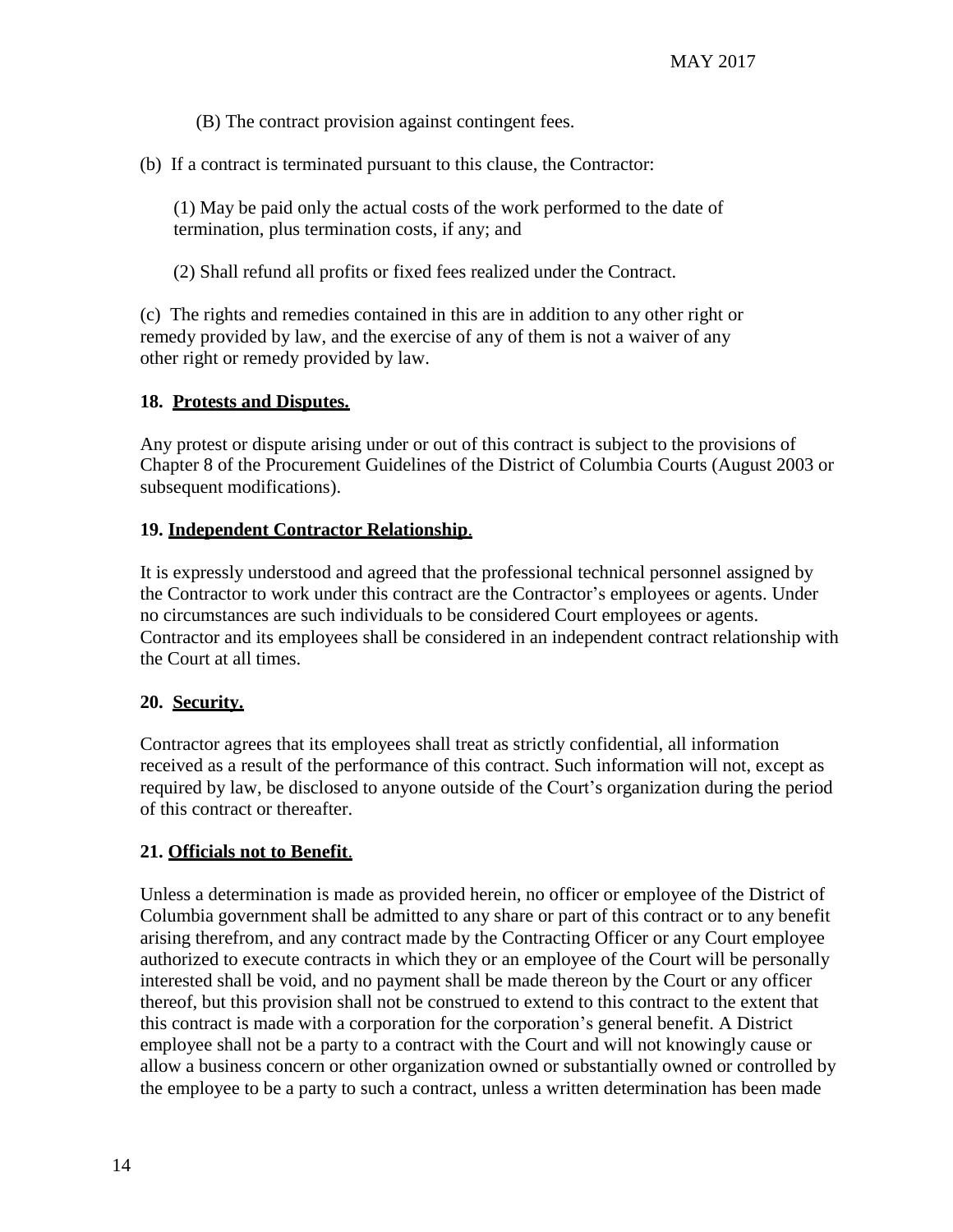(B) The contract provision against contingent fees.

(b) If a contract is terminated pursuant to this clause, the Contractor:

(1) May be paid only the actual costs of the work performed to the date of termination, plus termination costs, if any; and

(2) Shall refund all profits or fixed fees realized under the Contract.

(c) The rights and remedies contained in this are in addition to any other right or remedy provided by law, and the exercise of any of them is not a waiver of any other right or remedy provided by law.

**18. Protests and Disputes.**

Any protest or dispute arising under or out of this contract is subject to the provisions of Chapter 8 of the Procurement Guidelines of the District of Columbia Courts (August 2003 or subsequent modifications).

**19. Independent Contractor Relationship.**

It is expressly understood and agreed that the professional technical personnel assigned by the Contractor to work under this contract are the Contractor's employees or agents. Under no circumstances are such individuals to be considered Court employees or agents. Contractor and its employees shall be considered in an independent contract relationship with the Court at all times.

**20. Security.**

Contractor agrees that its employees shall treat as strictly confidential, all information received as a result of the performance of this contract. Such information will not, except as required by law, be disclosed to anyone outside of the Court's organization during the period of this contract or thereafter.

**21. Officials not to Benefit.**

Unless a determination is made as provided herein, no officer or employee of the District of Columbia government shall be admitted to any share or part of this contract or to any benefit arising therefrom, and any contract made by the Contracting Officer or any Court employee authorized to execute contracts in which they or an employee of the Court will be personally interested shall be void, and no payment shall be made thereon by the Court or any officer thereof, but this provision shall not be construed to extend to this contract to the extent that this contract is made with a corporation for the corporation's general benefit. A District employee shall not be a party to a contract with the Court and will not knowingly cause or allow a business concern or other organization owned or substantially owned or controlled by the employee to be a party to such a contract, unless a written determination has been made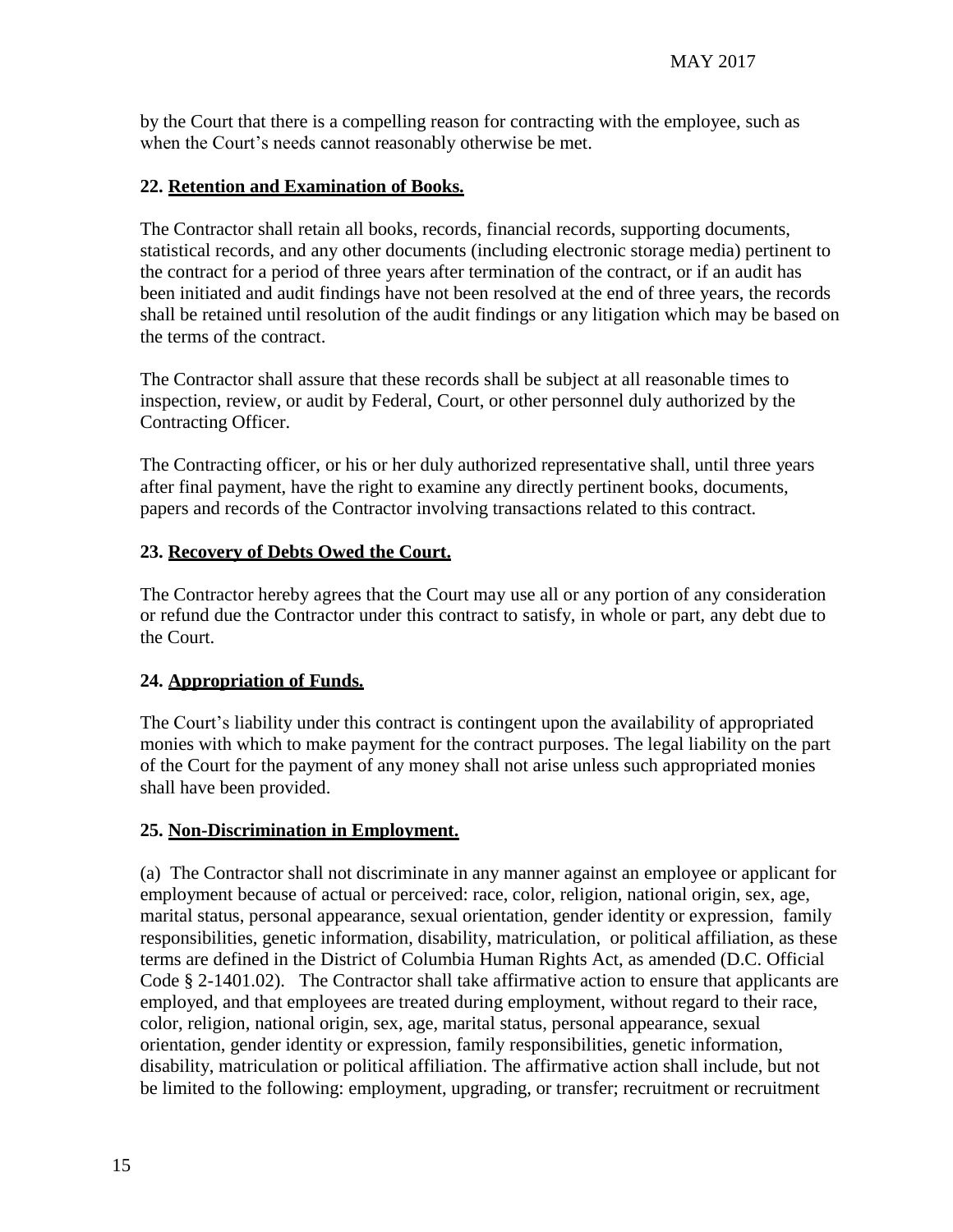by the Court that there is a compelling reason for contracting with the employee, such as when the Court's needs cannot reasonably otherwise be met.

**22. <u>Retention and Examination of Books.</u>**

The Contractor shall retain all books, records, financial records, supporting documents, statistical records, and any other documents (including electronic storage media) pertinent to the contract for a period of three years after termination of the contract, or if an audit has been initiated and audit findings have not been resolved at the end of three years, the records shall be retained until resolution of the audit findings or any litigation which may be based on the terms of the contract.

The Contractor shall assure that these records shall be subject at all reasonable times to inspection, review, or audit by Federal, Court, or other personnel duly authorized by the Contracting Officer.

The Contracting officer, or his or her duly authorized representative shall, until three years after final payment, have the right to examine any directly pertinent books, documents, papers and records of the Contractor involving transactions related to this contract.

**23. <u>Recovery of Debts Owed the Court.</u>**

The Contractor hereby agrees that the Court may use all or any portion of any consideration or refund due the Contractor under this contract to satisfy, in whole or part, any debt due to the Court.

**24. <u>Appropriation of Funds.</u>**

The Court's liability under this contract is contingent upon the availability of appropriated monies with which to make payment for the contract purposes. The legal liability on the part of the Court for the payment of any money shall not arise unless such appropriated monies shall have been provided.

**25. <u>Non-Discrimination in Employment.</u>**

(a) The Contractor shall not discriminate in any manner against an employee or applicant for employment because of actual or perceived: race, color, religion, national origin, sex, age, marital status, personal appearance, sexual orientation, gender identity or expression, family responsibilities, genetic information, disability, matriculation, or political affiliation, as these terms are defined in the District of Columbia Human Rights Act, as amended (D.C. Official Code § 2-1401.02). The Contractor shall take affirmative action to ensure that applicants are employed, and that employees are treated during employment, without regard to their race, color, religion, national origin, sex, age, marital status, personal appearance, sexual orientation, gender identity or expression, family responsibilities, genetic information, disability, matriculation or political affiliation. The affirmative action shall include, but not be limited to the following: employment, upgrading, or transfer; recruitment or recruitment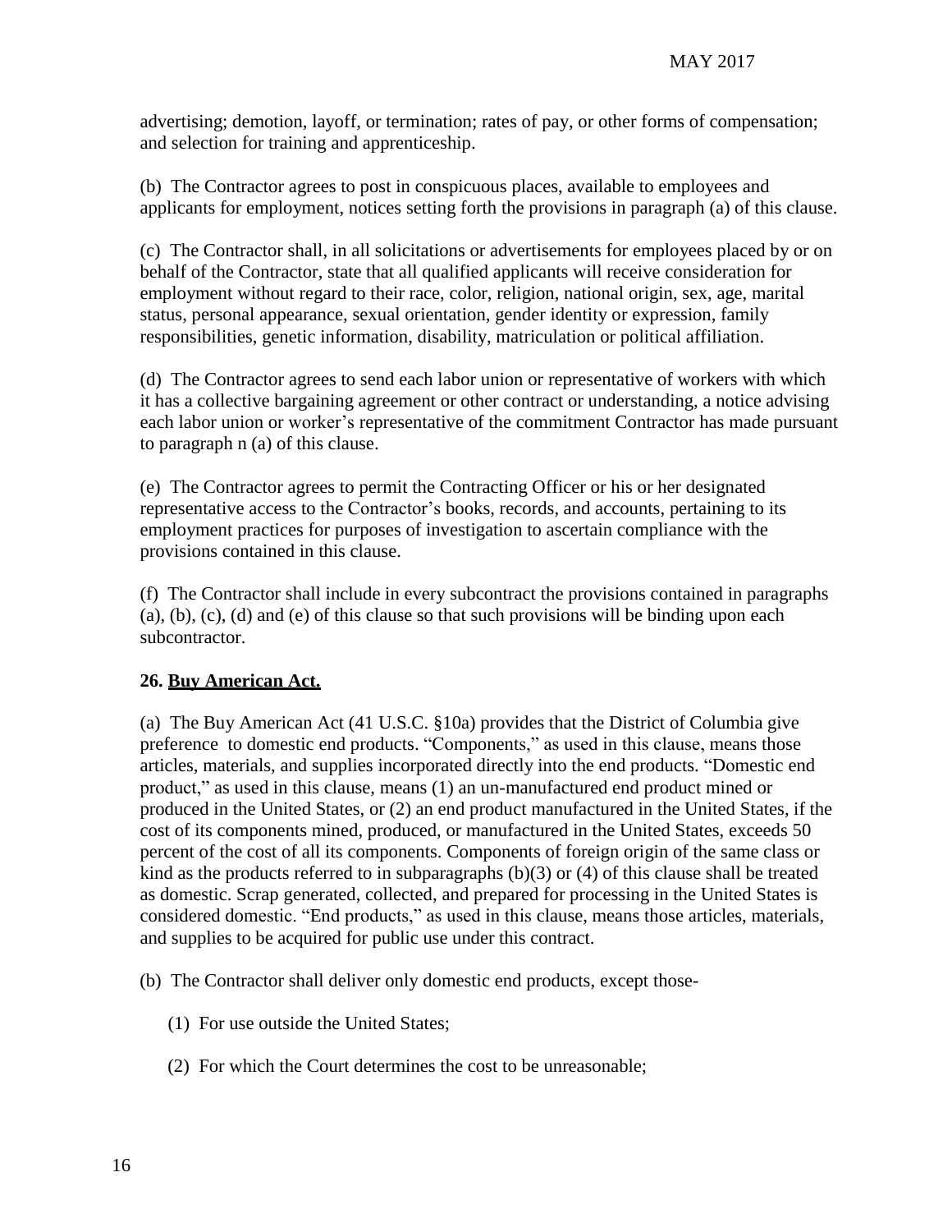advertising; demotion, layoff, or termination; rates of pay, or other forms of compensation; and selection for training and apprenticeship.

(b) The Contractor agrees to post in conspicuous places, available to employees and applicants for employment, notices setting forth the provisions in paragraph (a) of this clause.

(c) The Contractor shall, in all solicitations or advertisements for employees placed by or on behalf of the Contractor, state that all qualified applicants will receive consideration for employment without regard to their race, color, religion, national origin, sex, age, marital status, personal appearance, sexual orientation, gender identity or expression, family responsibilities, genetic information, disability, matriculation or political affiliation.

(d) The Contractor agrees to send each labor union or representative of workers with which it has a collective bargaining agreement or other contract or understanding, a notice advising each labor union or worker's representative of the commitment Contractor has made pursuant to paragraph n (a) of this clause.

(e) The Contractor agrees to permit the Contracting Officer or his or her designated representative access to the Contractor's books, records, and accounts, pertaining to its employment practices for purposes of investigation to ascertain compliance with the provisions contained in this clause.

(f) The Contractor shall include in every subcontract the provisions contained in paragraphs (a), (b), (c), (d) and (e) of this clause so that such provisions will be binding upon each subcontractor.

**26. <u>Buy American Act.</u>**

(a) The Buy American Act (41 U.S.C. §10a) provides that the District of Columbia give preference to domestic end products. "Components," as used in this clause, means those articles, materials, and supplies incorporated directly into the end products. "Domestic end product," as used in this clause, means (1) an un-manufactured end product mined or produced in the United States, or (2) an end product manufactured in the United States, if the cost of its components mined, produced, or manufactured in the United States, exceeds 50 percent of the cost of all its components. Components of foreign origin of the same class or kind as the products referred to in subparagraphs (b)(3) or (4) of this clause shall be treated as domestic. Scrap generated, collected, and prepared for processing in the United States is considered domestic. "End products," as used in this clause, means those articles, materials, and supplies to be acquired for public use under this contract.

(b) The Contractor shall deliver only domestic end products, except those-

(1) For use outside the United States;

(2) For which the Court determines the cost to be unreasonable;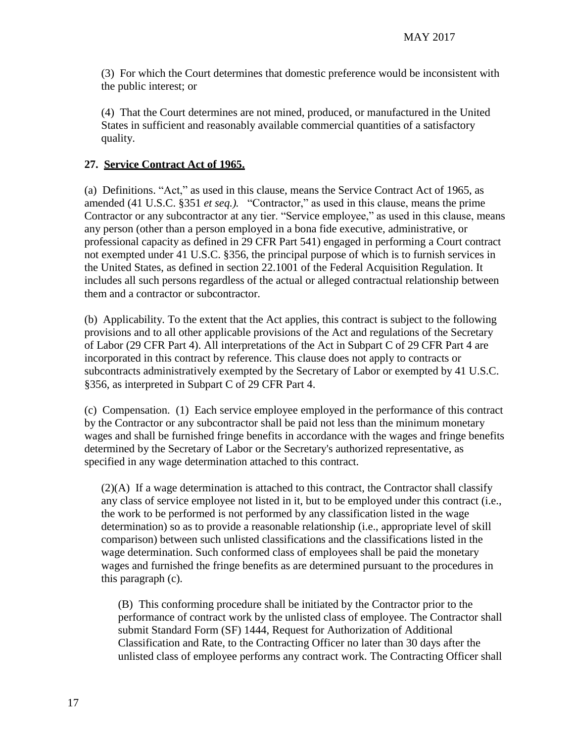(3) For which the Court determines that domestic preference would be inconsistent with the public interest; or

(4) That the Court determines are not mined, produced, or manufactured in the United States in sufficient and reasonably available commercial quantities of a satisfactory quality.

**27. Service Contract Act of 1965.**

(a) Definitions. "Act," as used in this clause, means the Service Contract Act of 1965, as amended (41 U.S.C. §351 *et seq.).* "Contractor," as used in this clause, means the prime Contractor or any subcontractor at any tier. "Service employee," as used in this clause, means any person (other than a person employed in a bona fide executive, administrative, or professional capacity as defined in 29 CFR Part 541) engaged in performing a Court contract not exempted under 41 U.S.C. §356, the principal purpose of which is to furnish services in the United States, as defined in section 22.1001 of the Federal Acquisition Regulation. It includes all such persons regardless of the actual or alleged contractual relationship between them and a contractor or subcontractor.

(b) Applicability. To the extent that the Act applies, this contract is subject to the following provisions and to all other applicable provisions of the Act and regulations of the Secretary of Labor (29 CFR Part 4). All interpretations of the Act in Subpart C of 29 CFR Part 4 are incorporated in this contract by reference. This clause does not apply to contracts or subcontracts administratively exempted by the Secretary of Labor or exempted by 41 U.S.C. §356, as interpreted in Subpart C of 29 CFR Part 4.

(c) Compensation. (1) Each service employee employed in the performance of this contract by the Contractor or any subcontractor shall be paid not less than the minimum monetary wages and shall be furnished fringe benefits in accordance with the wages and fringe benefits determined by the Secretary of Labor or the Secretary's authorized representative, as specified in any wage determination attached to this contract.

(2)(A) If a wage determination is attached to this contract, the Contractor shall classify any class of service employee not listed in it, but to be employed under this contract (i.e., the work to be performed is not performed by any classification listed in the wage determination) so as to provide a reasonable relationship (i.e., appropriate level of skill comparison) between such unlisted classifications and the classifications listed in the wage determination. Such conformed class of employees shall be paid the monetary wages and furnished the fringe benefits as are determined pursuant to the procedures in this paragraph (c).

(B) This conforming procedure shall be initiated by the Contractor prior to the performance of contract work by the unlisted class of employee. The Contractor shall submit Standard Form (SF) 1444, Request for Authorization of Additional Classification and Rate, to the Contracting Officer no later than 30 days after the unlisted class of employee performs any contract work. The Contracting Officer shall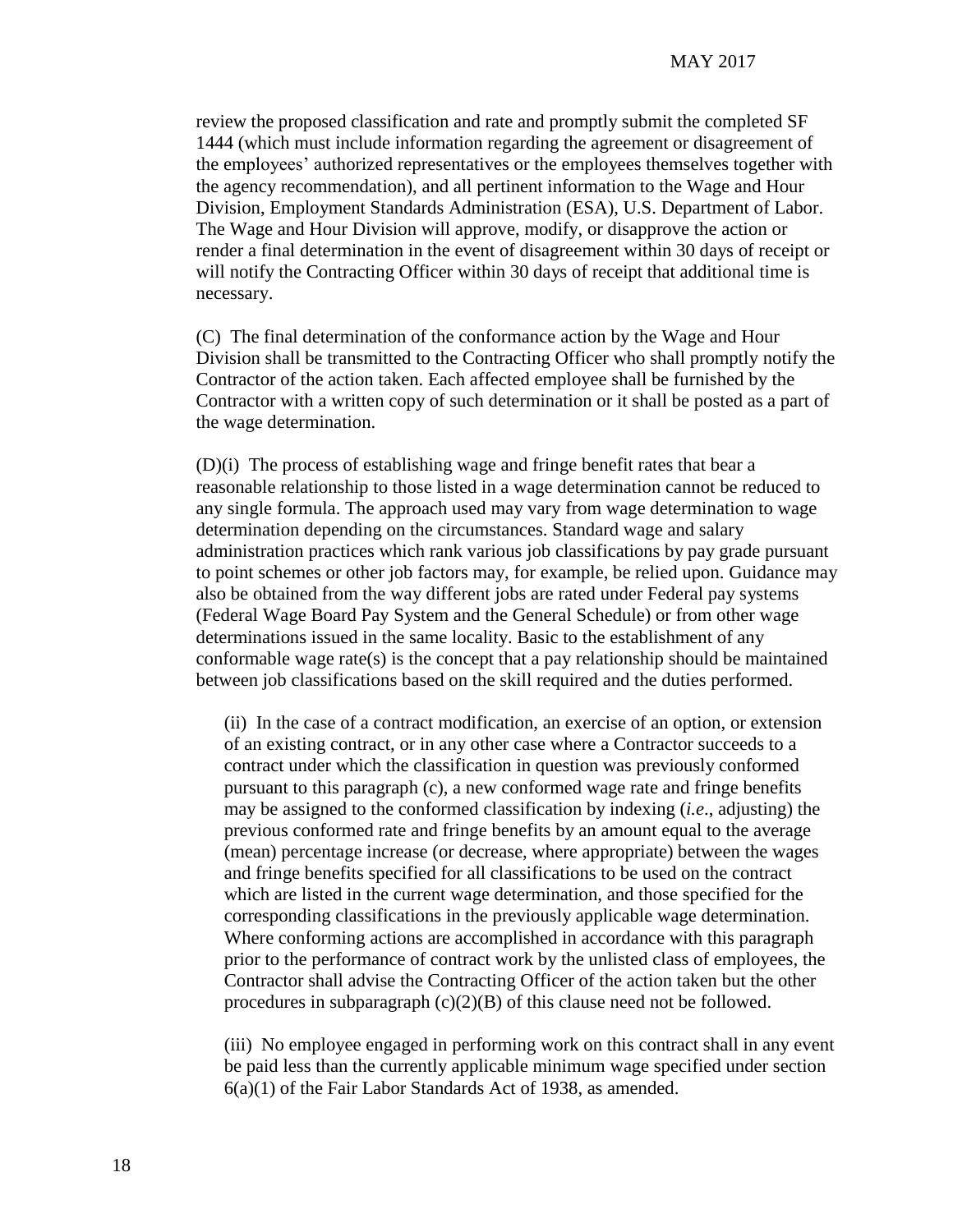review the proposed classification and rate and promptly submit the completed SF 1444 (which must include information regarding the agreement or disagreement of the employees' authorized representatives or the employees themselves together with the agency recommendation), and all pertinent information to the Wage and Hour Division, Employment Standards Administration (ESA), U.S. Department of Labor. The Wage and Hour Division will approve, modify, or disapprove the action or render a final determination in the event of disagreement within 30 days of receipt or will notify the Contracting Officer within 30 days of receipt that additional time is necessary.

(C) The final determination of the conformance action by the Wage and Hour Division shall be transmitted to the Contracting Officer who shall promptly notify the Contractor of the action taken. Each affected employee shall be furnished by the Contractor with a written copy of such determination or it shall be posted as a part of the wage determination.

(D)(i) The process of establishing wage and fringe benefit rates that bear a reasonable relationship to those listed in a wage determination cannot be reduced to any single formula. The approach used may vary from wage determination to wage determination depending on the circumstances. Standard wage and salary administration practices which rank various job classifications by pay grade pursuant to point schemes or other job factors may, for example, be relied upon. Guidance may also be obtained from the way different jobs are rated under Federal pay systems (Federal Wage Board Pay System and the General Schedule) or from other wage determinations issued in the same locality. Basic to the establishment of any conformable wage rate(s) is the concept that a pay relationship should be maintained between job classifications based on the skill required and the duties performed.

(ii) In the case of a contract modification, an exercise of an option, or extension of an existing contract, or in any other case where a Contractor succeeds to a contract under which the classification in question was previously conformed pursuant to this paragraph (c), a new conformed wage rate and fringe benefits may be assigned to the conformed classification by indexing (*i.e*., adjusting) the previous conformed rate and fringe benefits by an amount equal to the average (mean) percentage increase (or decrease, where appropriate) between the wages and fringe benefits specified for all classifications to be used on the contract which are listed in the current wage determination, and those specified for the corresponding classifications in the previously applicable wage determination. Where conforming actions are accomplished in accordance with this paragraph prior to the performance of contract work by the unlisted class of employees, the Contractor shall advise the Contracting Officer of the action taken but the other procedures in subparagraph (c)(2)(B) of this clause need not be followed.

(iii) No employee engaged in performing work on this contract shall in any event be paid less than the currently applicable minimum wage specified under section 6(a)(1) of the Fair Labor Standards Act of 1938, as amended.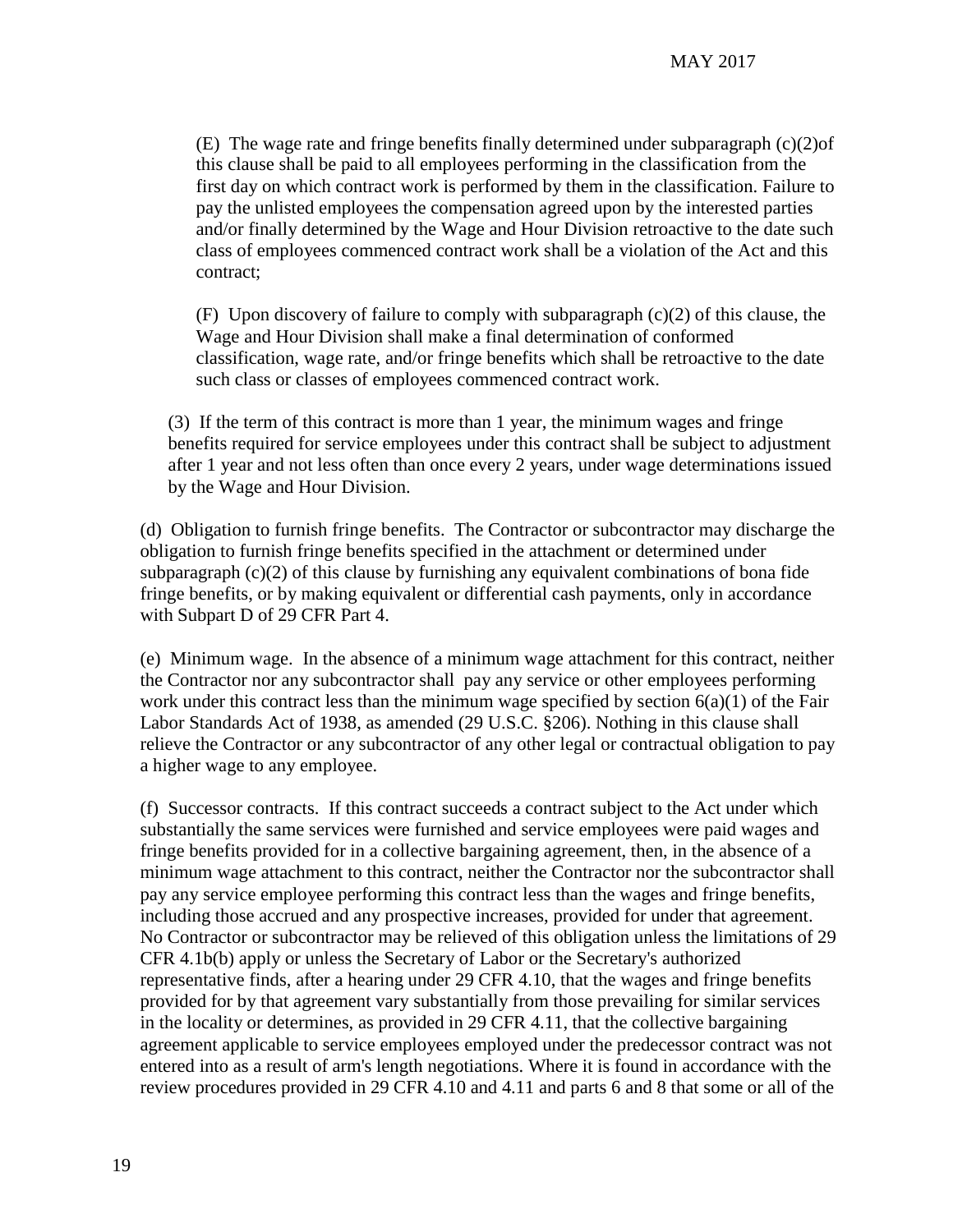(E) The wage rate and fringe benefits finally determined under subparagraph (c)(2)of this clause shall be paid to all employees performing in the classification from the first day on which contract work is performed by them in the classification. Failure to pay the unlisted employees the compensation agreed upon by the interested parties and/or finally determined by the Wage and Hour Division retroactive to the date such class of employees commenced contract work shall be a violation of the Act and this contract;

(F) Upon discovery of failure to comply with subparagraph (c)(2) of this clause, the Wage and Hour Division shall make a final determination of conformed classification, wage rate, and/or fringe benefits which shall be retroactive to the date such class or classes of employees commenced contract work.

(3) If the term of this contract is more than 1 year, the minimum wages and fringe benefits required for service employees under this contract shall be subject to adjustment after 1 year and not less often than once every 2 years, under wage determinations issued by the Wage and Hour Division.

(d) Obligation to furnish fringe benefits. The Contractor or subcontractor may discharge the obligation to furnish fringe benefits specified in the attachment or determined under subparagraph (c)(2) of this clause by furnishing any equivalent combinations of bona fide fringe benefits, or by making equivalent or differential cash payments, only in accordance with Subpart D of 29 CFR Part 4.

(e) Minimum wage. In the absence of a minimum wage attachment for this contract, neither the Contractor nor any subcontractor shall pay any service or other employees performing work under this contract less than the minimum wage specified by section 6(a)(1) of the Fair Labor Standards Act of 1938, as amended (29 U.S.C. §206). Nothing in this clause shall relieve the Contractor or any subcontractor of any other legal or contractual obligation to pay a higher wage to any employee.

(f) Successor contracts. If this contract succeeds a contract subject to the Act under which substantially the same services were furnished and service employees were paid wages and fringe benefits provided for in a collective bargaining agreement, then, in the absence of a minimum wage attachment to this contract, neither the Contractor nor the subcontractor shall pay any service employee performing this contract less than the wages and fringe benefits, including those accrued and any prospective increases, provided for under that agreement. No Contractor or subcontractor may be relieved of this obligation unless the limitations of 29 CFR 4.1b(b) apply or unless the Secretary of Labor or the Secretary's authorized representative finds, after a hearing under 29 CFR 4.10, that the wages and fringe benefits provided for by that agreement vary substantially from those prevailing for similar services in the locality or determines, as provided in 29 CFR 4.11, that the collective bargaining agreement applicable to service employees employed under the predecessor contract was not entered into as a result of arm's length negotiations. Where it is found in accordance with the review procedures provided in 29 CFR 4.10 and 4.11 and parts 6 and 8 that some or all of the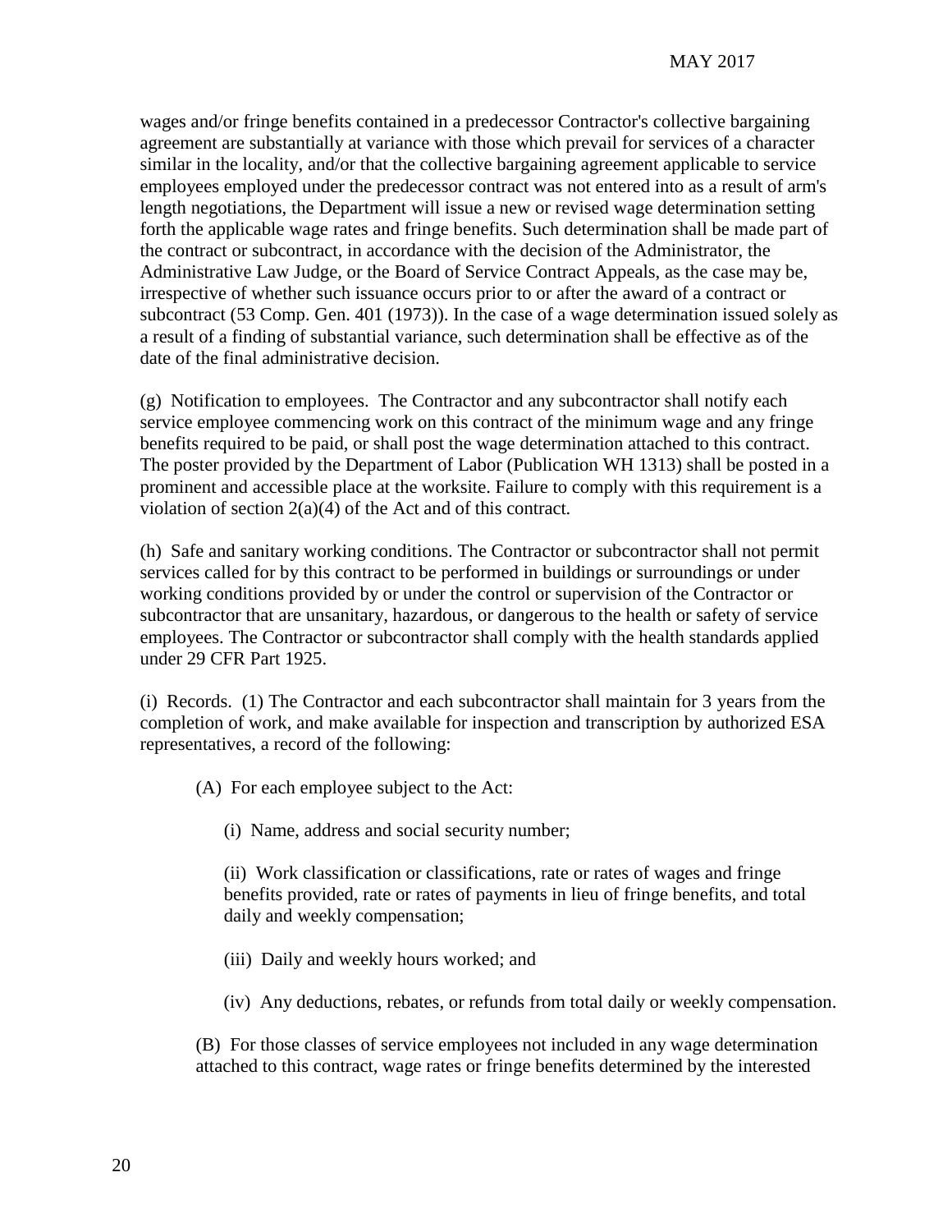wages and/or fringe benefits contained in a predecessor Contractor's collective bargaining agreement are substantially at variance with those which prevail for services of a character similar in the locality, and/or that the collective bargaining agreement applicable to service employees employed under the predecessor contract was not entered into as a result of arm's length negotiations, the Department will issue a new or revised wage determination setting forth the applicable wage rates and fringe benefits. Such determination shall be made part of the contract or subcontract, in accordance with the decision of the Administrator, the Administrative Law Judge, or the Board of Service Contract Appeals, as the case may be, irrespective of whether such issuance occurs prior to or after the award of a contract or subcontract (53 Comp. Gen. 401 (1973)). In the case of a wage determination issued solely as a result of a finding of substantial variance, such determination shall be effective as of the date of the final administrative decision.

(g) Notification to employees. The Contractor and any subcontractor shall notify each service employee commencing work on this contract of the minimum wage and any fringe benefits required to be paid, or shall post the wage determination attached to this contract. The poster provided by the Department of Labor (Publication WH 1313) shall be posted in a prominent and accessible place at the worksite. Failure to comply with this requirement is a violation of section 2(a)(4) of the Act and of this contract.

(h) Safe and sanitary working conditions. The Contractor or subcontractor shall not permit services called for by this contract to be performed in buildings or surroundings or under working conditions provided by or under the control or supervision of the Contractor or subcontractor that are unsanitary, hazardous, or dangerous to the health or safety of service employees. The Contractor or subcontractor shall comply with the health standards applied under 29 CFR Part 1925.

(i) Records. (1) The Contractor and each subcontractor shall maintain for 3 years from the completion of work, and make available for inspection and transcription by authorized ESA representatives, a record of the following:

(A) For each employee subject to the Act:

(i) Name, address and social security number;

(ii) Work classification or classifications, rate or rates of wages and fringe benefits provided, rate or rates of payments in lieu of fringe benefits, and total daily and weekly compensation;

(iii) Daily and weekly hours worked; and

(iv) Any deductions, rebates, or refunds from total daily or weekly compensation.

(B) For those classes of service employees not included in any wage determination attached to this contract, wage rates or fringe benefits determined by the interested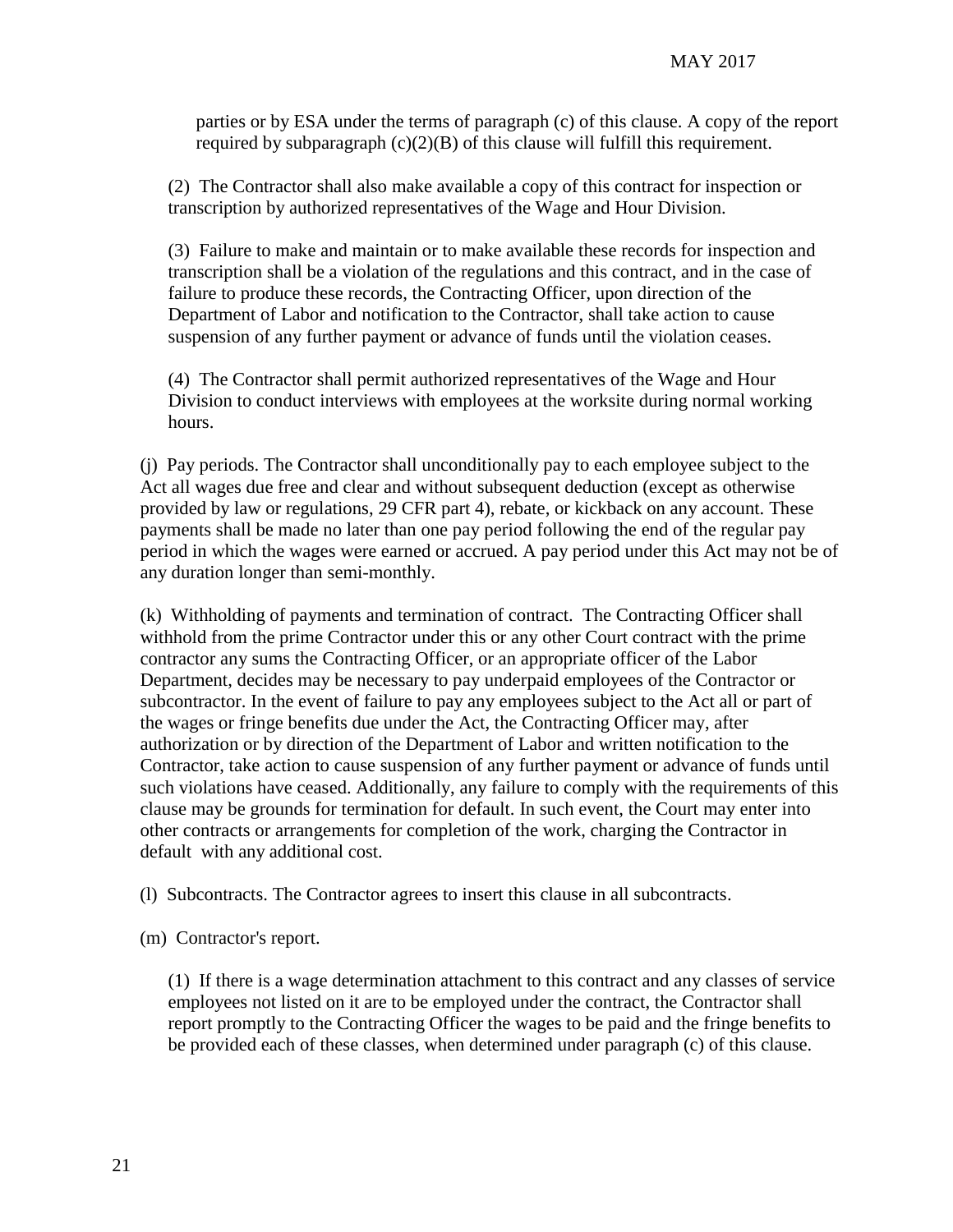parties or by ESA under the terms of paragraph (c) of this clause. A copy of the report required by subparagraph (c)(2)(B) of this clause will fulfill this requirement.

(2) The Contractor shall also make available a copy of this contract for inspection or transcription by authorized representatives of the Wage and Hour Division.

(3) Failure to make and maintain or to make available these records for inspection and transcription shall be a violation of the regulations and this contract, and in the case of failure to produce these records, the Contracting Officer, upon direction of the Department of Labor and notification to the Contractor, shall take action to cause suspension of any further payment or advance of funds until the violation ceases.

(4) The Contractor shall permit authorized representatives of the Wage and Hour Division to conduct interviews with employees at the worksite during normal working hours.

(j) Pay periods. The Contractor shall unconditionally pay to each employee subject to the Act all wages due free and clear and without subsequent deduction (except as otherwise provided by law or regulations, 29 CFR part 4), rebate, or kickback on any account. These payments shall be made no later than one pay period following the end of the regular pay period in which the wages were earned or accrued. A pay period under this Act may not be of any duration longer than semi-monthly.

(k) Withholding of payments and termination of contract. The Contracting Officer shall withhold from the prime Contractor under this or any other Court contract with the prime contractor any sums the Contracting Officer, or an appropriate officer of the Labor Department, decides may be necessary to pay underpaid employees of the Contractor or subcontractor. In the event of failure to pay any employees subject to the Act all or part of the wages or fringe benefits due under the Act, the Contracting Officer may, after authorization or by direction of the Department of Labor and written notification to the Contractor, take action to cause suspension of any further payment or advance of funds until such violations have ceased. Additionally, any failure to comply with the requirements of this clause may be grounds for termination for default. In such event, the Court may enter into other contracts or arrangements for completion of the work, charging the Contractor in default with any additional cost.

(l) Subcontracts. The Contractor agrees to insert this clause in all subcontracts.

(m) Contractor's report.

(1) If there is a wage determination attachment to this contract and any classes of service employees not listed on it are to be employed under the contract, the Contractor shall report promptly to the Contracting Officer the wages to be paid and the fringe benefits to be provided each of these classes, when determined under paragraph (c) of this clause.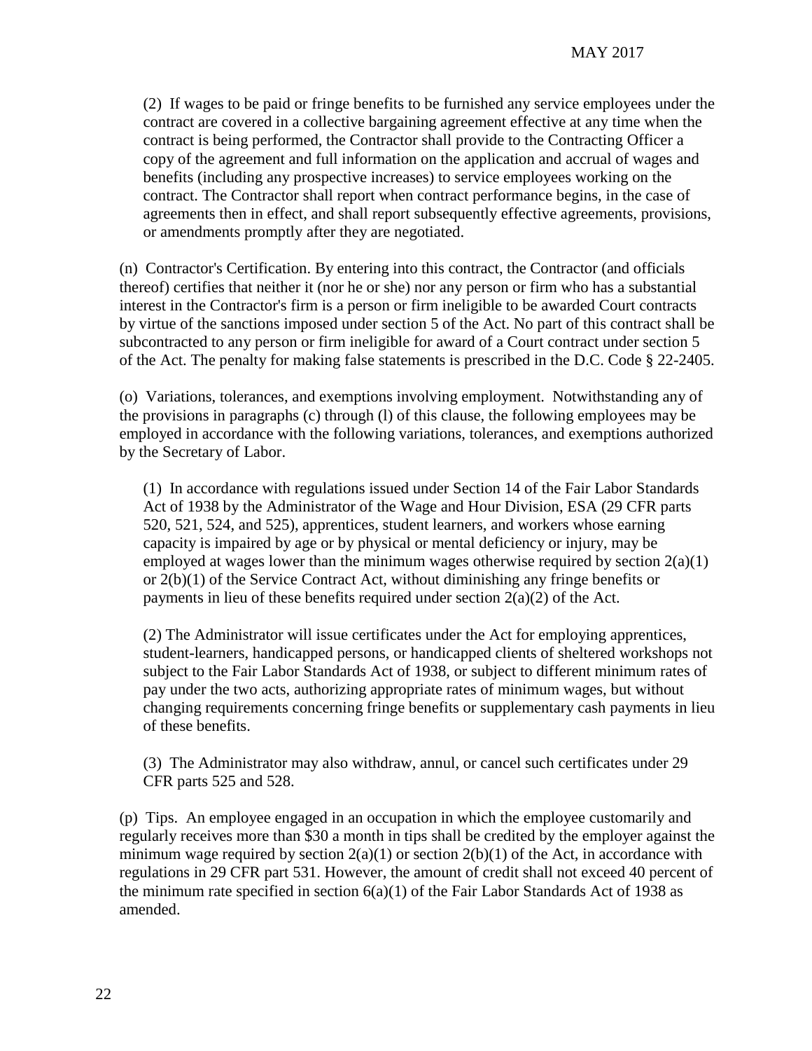(2) If wages to be paid or fringe benefits to be furnished any service employees under the contract are covered in a collective bargaining agreement effective at any time when the contract is being performed, the Contractor shall provide to the Contracting Officer a copy of the agreement and full information on the application and accrual of wages and benefits (including any prospective increases) to service employees working on the contract. The Contractor shall report when contract performance begins, in the case of agreements then in effect, and shall report subsequently effective agreements, provisions, or amendments promptly after they are negotiated.

(n) Contractor's Certification. By entering into this contract, the Contractor (and officials thereof) certifies that neither it (nor he or she) nor any person or firm who has a substantial interest in the Contractor's firm is a person or firm ineligible to be awarded Court contracts by virtue of the sanctions imposed under section 5 of the Act. No part of this contract shall be subcontracted to any person or firm ineligible for award of a Court contract under section 5 of the Act. The penalty for making false statements is prescribed in the D.C. Code § 22-2405.

(o) Variations, tolerances, and exemptions involving employment. Notwithstanding any of the provisions in paragraphs (c) through (l) of this clause, the following employees may be employed in accordance with the following variations, tolerances, and exemptions authorized by the Secretary of Labor.

(1) In accordance with regulations issued under Section 14 of the Fair Labor Standards Act of 1938 by the Administrator of the Wage and Hour Division, ESA (29 CFR parts 520, 521, 524, and 525), apprentices, student learners, and workers whose earning capacity is impaired by age or by physical or mental deficiency or injury, may be employed at wages lower than the minimum wages otherwise required by section 2(a)(1) or 2(b)(1) of the Service Contract Act, without diminishing any fringe benefits or payments in lieu of these benefits required under section 2(a)(2) of the Act.

(2) The Administrator will issue certificates under the Act for employing apprentices, student-learners, handicapped persons, or handicapped clients of sheltered workshops not subject to the Fair Labor Standards Act of 1938, or subject to different minimum rates of pay under the two acts, authorizing appropriate rates of minimum wages, but without changing requirements concerning fringe benefits or supplementary cash payments in lieu of these benefits.

(3) The Administrator may also withdraw, annul, or cancel such certificates under 29 CFR parts 525 and 528.

(p) Tips. An employee engaged in an occupation in which the employee customarily and regularly receives more than $30 a month in tips shall be credited by the employer against the minimum wage required by section 2(a)(1) or section 2(b)(1) of the Act, in accordance with regulations in 29 CFR part 531. However, the amount of credit shall not exceed 40 percent of the minimum rate specified in section 6(a)(1) of the Fair Labor Standards Act of 1938 as amended.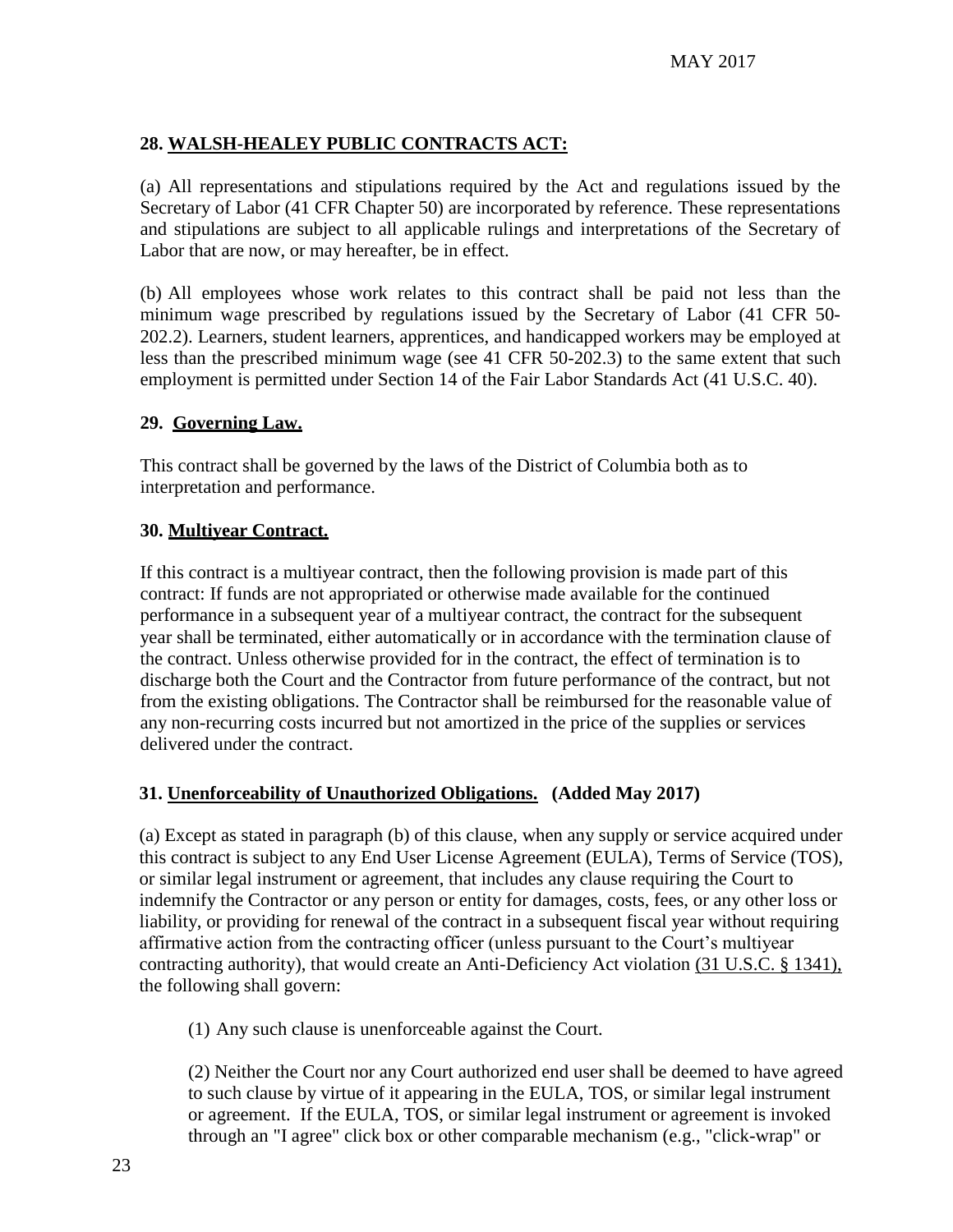### 28. WALSH-HEALEY PUBLIC CONTRACTS ACT:

(a) All representations and stipulations required by the Act and regulations issued by the Secretary of Labor (41 CFR Chapter 50) are incorporated by reference. These representations and stipulations are subject to all applicable rulings and interpretations of the Secretary of Labor that are now, or may hereafter, be in effect.

(b) All employees whose work relates to this contract shall be paid not less than the minimum wage prescribed by regulations issued by the Secretary of Labor (41 CFR 50-202.2). Learners, student learners, apprentices, and handicapped workers may be employed at less than the prescribed minimum wage (see 41 CFR 50-202.3) to the same extent that such employment is permitted under Section 14 of the Fair Labor Standards Act (41 U.S.C. 40).

### 29. Governing Law.

This contract shall be governed by the laws of the District of Columbia both as to interpretation and performance.

### 30. Multiyear Contract.

If this contract is a multiyear contract, then the following provision is made part of this contract: If funds are not appropriated or otherwise made available for the continued performance in a subsequent year of a multiyear contract, the contract for the subsequent year shall be terminated, either automatically or in accordance with the termination clause of the contract. Unless otherwise provided for in the contract, the effect of termination is to discharge both the Court and the Contractor from future performance of the contract, but not from the existing obligations. The Contractor shall be reimbursed for the reasonable value of any non-recurring costs incurred but not amortized in the price of the supplies or services delivered under the contract.

### 31. Unenforceability of Unauthorized Obligations. (Added May 2017)

(a) Except as stated in paragraph (b) of this clause, when any supply or service acquired under this contract is subject to any End User License Agreement (EULA), Terms of Service (TOS), or similar legal instrument or agreement, that includes any clause requiring the Court to indemnify the Contractor or any person or entity for damages, costs, fees, or any other loss or liability, or providing for renewal of the contract in a subsequent fiscal year without requiring affirmative action from the contracting officer (unless pursuant to the Court's multiyear contracting authority), that would create an Anti-Deficiency Act violation (31 U.S.C. § 1341), the following shall govern:

(1) Any such clause is unenforceable against the Court.

(2) Neither the Court nor any Court authorized end user shall be deemed to have agreed to such clause by virtue of it appearing in the EULA, TOS, or similar legal instrument or agreement. If the EULA, TOS, or similar legal instrument or agreement is invoked through an "I agree" click box or other comparable mechanism (e.g., "click-wrap" or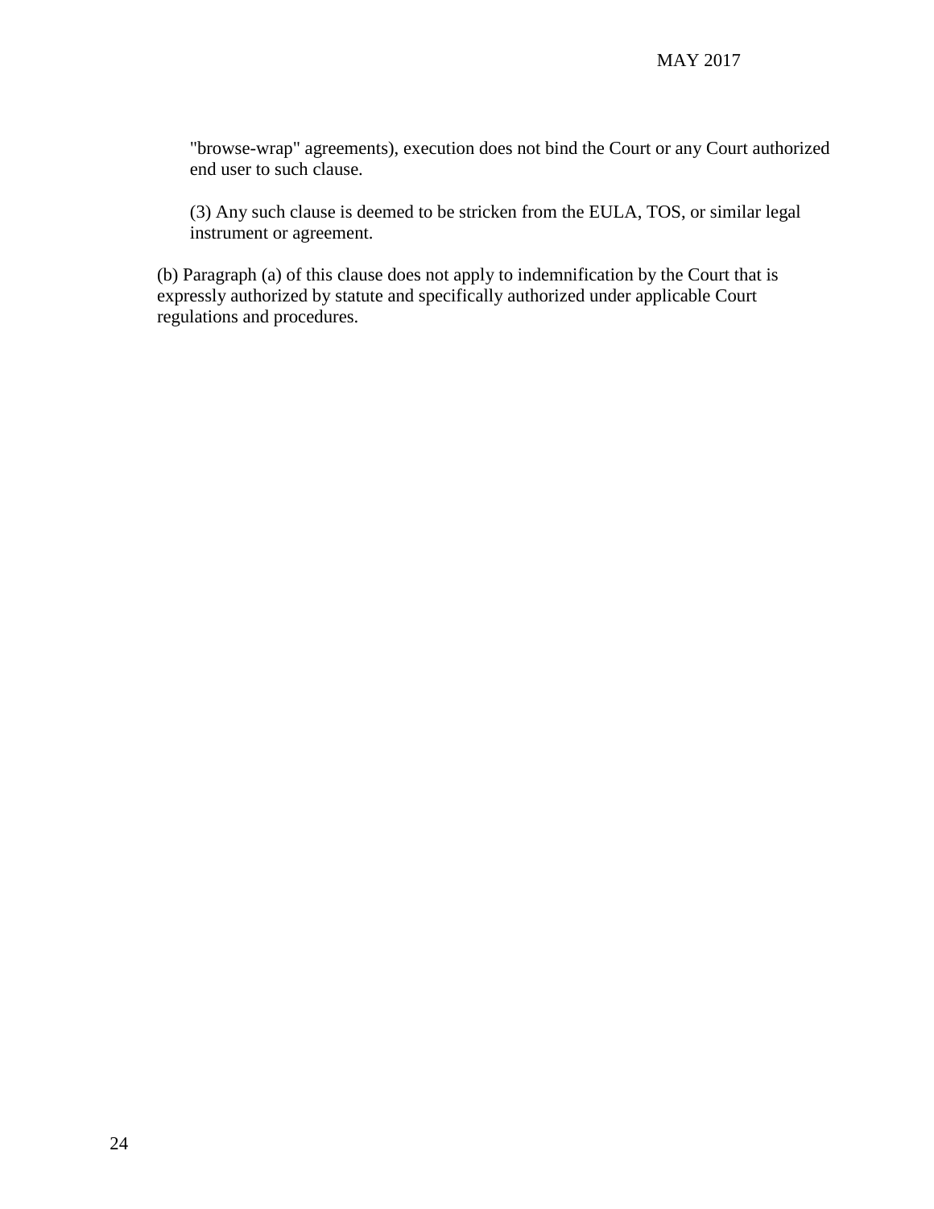"browse-wrap" agreements), execution does not bind the Court or any Court authorized end user to such clause.

(3) Any such clause is deemed to be stricken from the EULA, TOS, or similar legal instrument or agreement.

(b) Paragraph (a) of this clause does not apply to indemnification by the Court that is expressly authorized by statute and specifically authorized under applicable Court regulations and procedures.